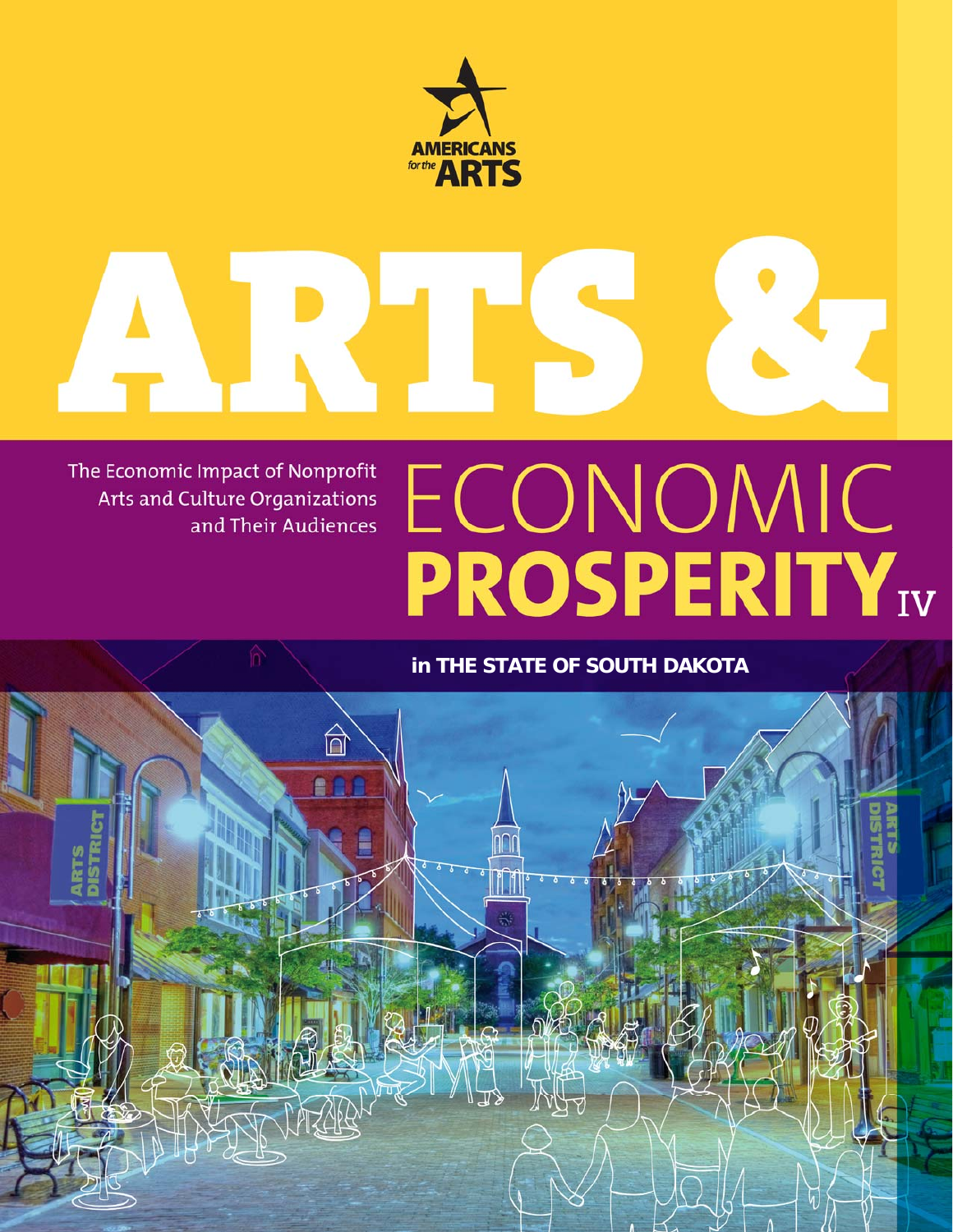AMERICANS *for the* ARTS

# ARTS & ECONOMIC PROSPERITY IV

The Economic Impact of Nonprofit Arts and Culture Organizations and Their Audiences

## in THE STATE OF SOUTH DAKOTA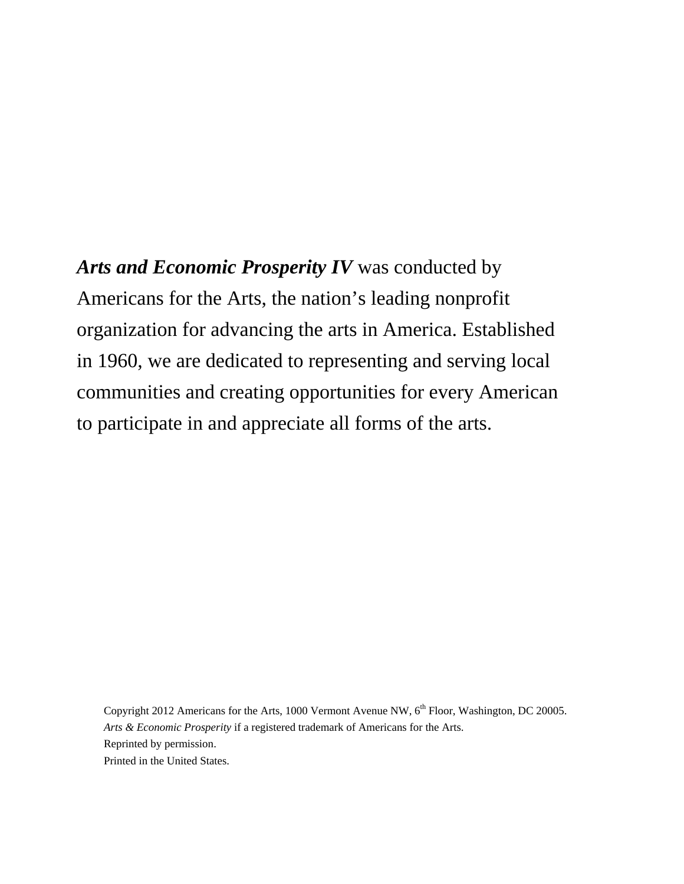***Arts and Economic Prosperity IV*** was conducted by Americans for the Arts, the nation's leading nonprofit organization for advancing the arts in America. Established in 1960, we are dedicated to representing and serving local communities and creating opportunities for every American to participate in and appreciate all forms of the arts.

Copyright 2012 Americans for the Arts, 1000 Vermont Avenue NW, 6th Floor, Washington, DC 20005.
*Arts & Economic Prosperity* if a registered trademark of Americans for the Arts.
Reprinted by permission.
Printed in the United States.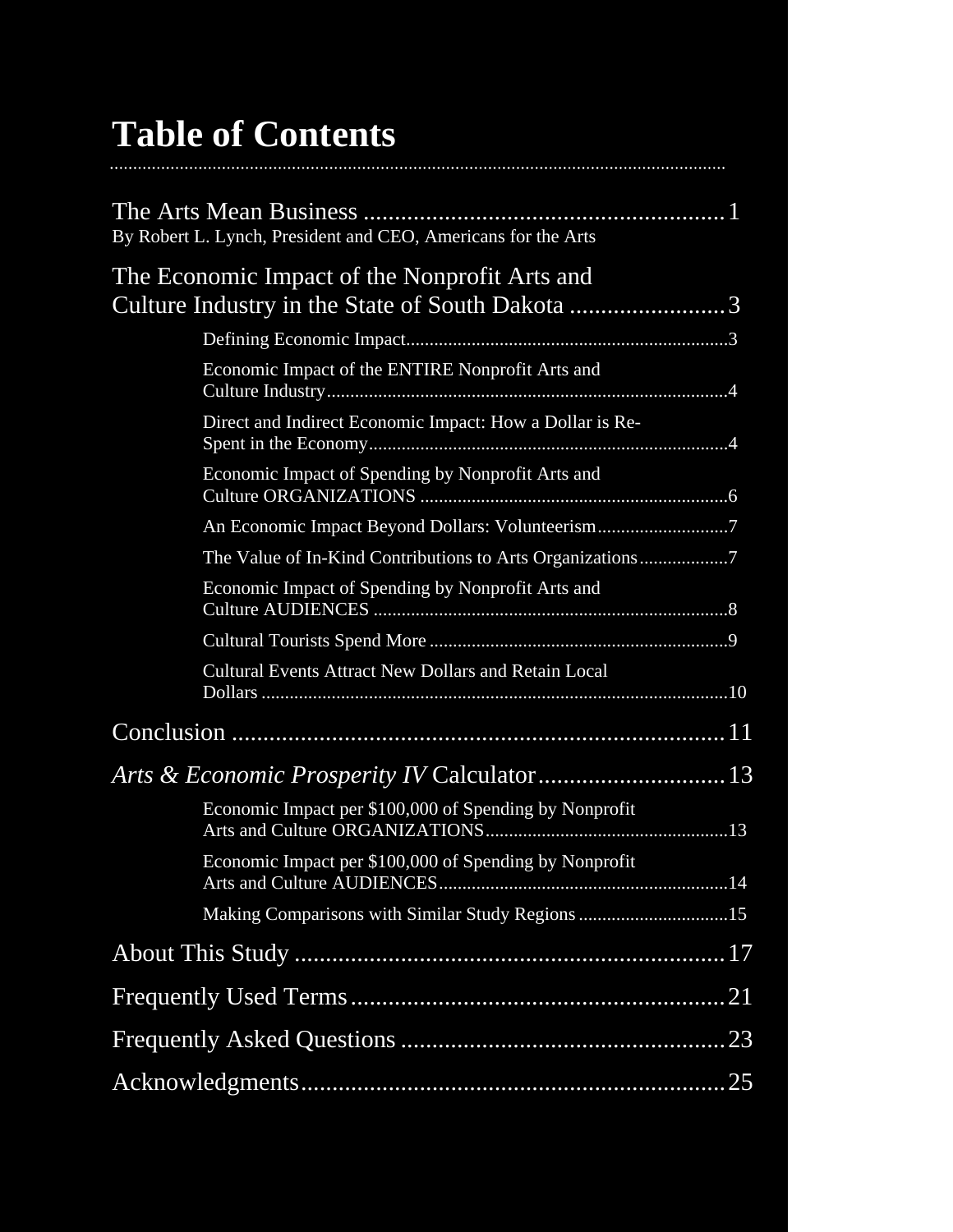# Table of Contents

The Arts Mean Business ..... 1
By Robert L. Lynch, President and CEO, Americans for the Arts

The Economic Impact of the Nonprofit Arts and Culture Industry in the State of South Dakota ..... 3

- Defining Economic Impact ..... 3
- Economic Impact of the ENTIRE Nonprofit Arts and Culture Industry ..... 4
- Direct and Indirect Economic Impact: How a Dollar is Re-Spent in the Economy ..... 4
- Economic Impact of Spending by Nonprofit Arts and Culture ORGANIZATIONS ..... 6
- An Economic Impact Beyond Dollars: Volunteerism ..... 7
- The Value of In-Kind Contributions to Arts Organizations ..... 7
- Economic Impact of Spending by Nonprofit Arts and Culture AUDIENCES ..... 8
- Cultural Tourists Spend More ..... 9
- Cultural Events Attract New Dollars and Retain Local Dollars ..... 10

Conclusion ..... 11

*Arts & Economic Prosperity IV* Calculator ..... 13

- Economic Impact per $100,000 of Spending by Nonprofit Arts and Culture ORGANIZATIONS ..... 13
- Economic Impact per $100,000 of Spending by Nonprofit Arts and Culture AUDIENCES ..... 14
- Making Comparisons with Similar Study Regions ..... 15

About This Study ..... 17

Frequently Used Terms ..... 21

Frequently Asked Questions ..... 23

Acknowledgments ..... 25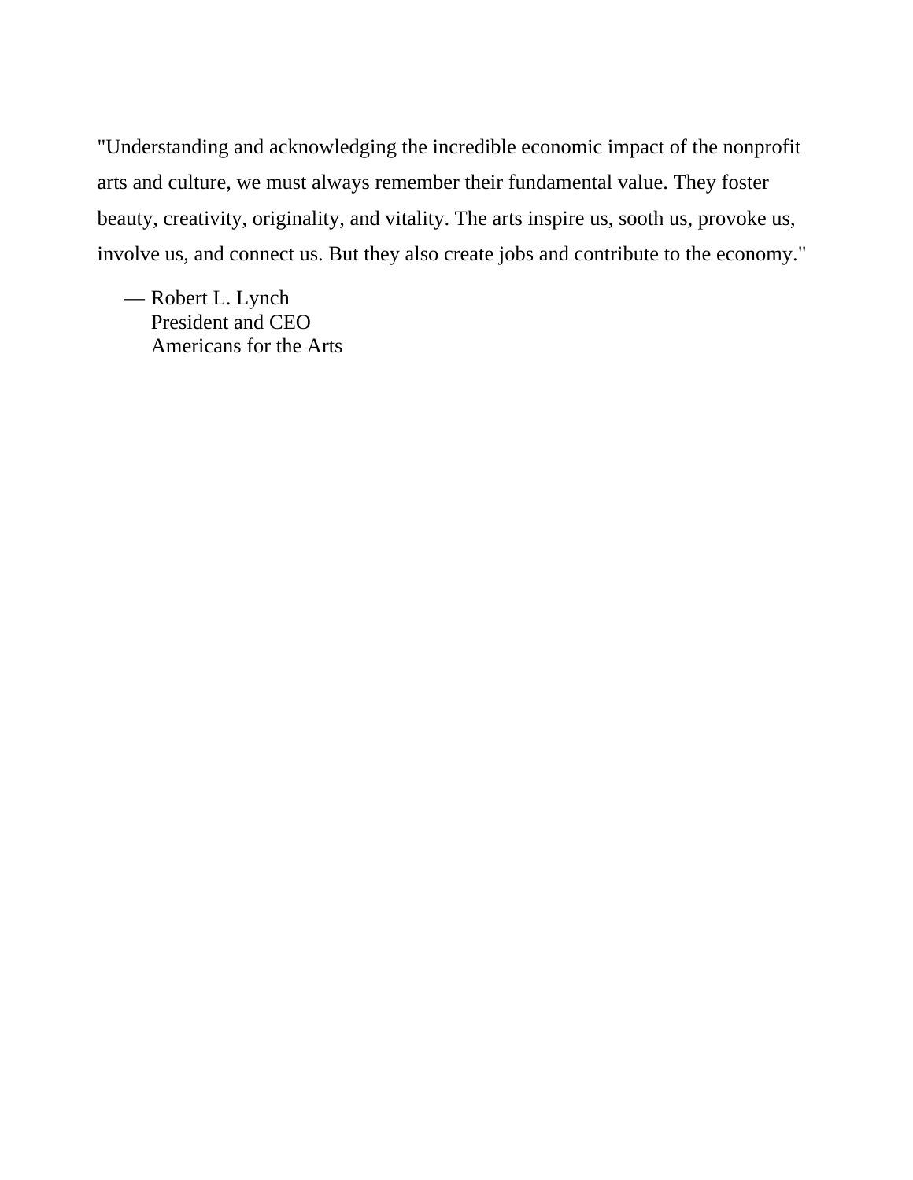"Understanding and acknowledging the incredible economic impact of the nonprofit arts and culture, we must always remember their fundamental value. They foster beauty, creativity, originality, and vitality. The arts inspire us, sooth us, provoke us, involve us, and connect us. But they also create jobs and contribute to the economy."

— Robert L. Lynch
President and CEO
Americans for the Arts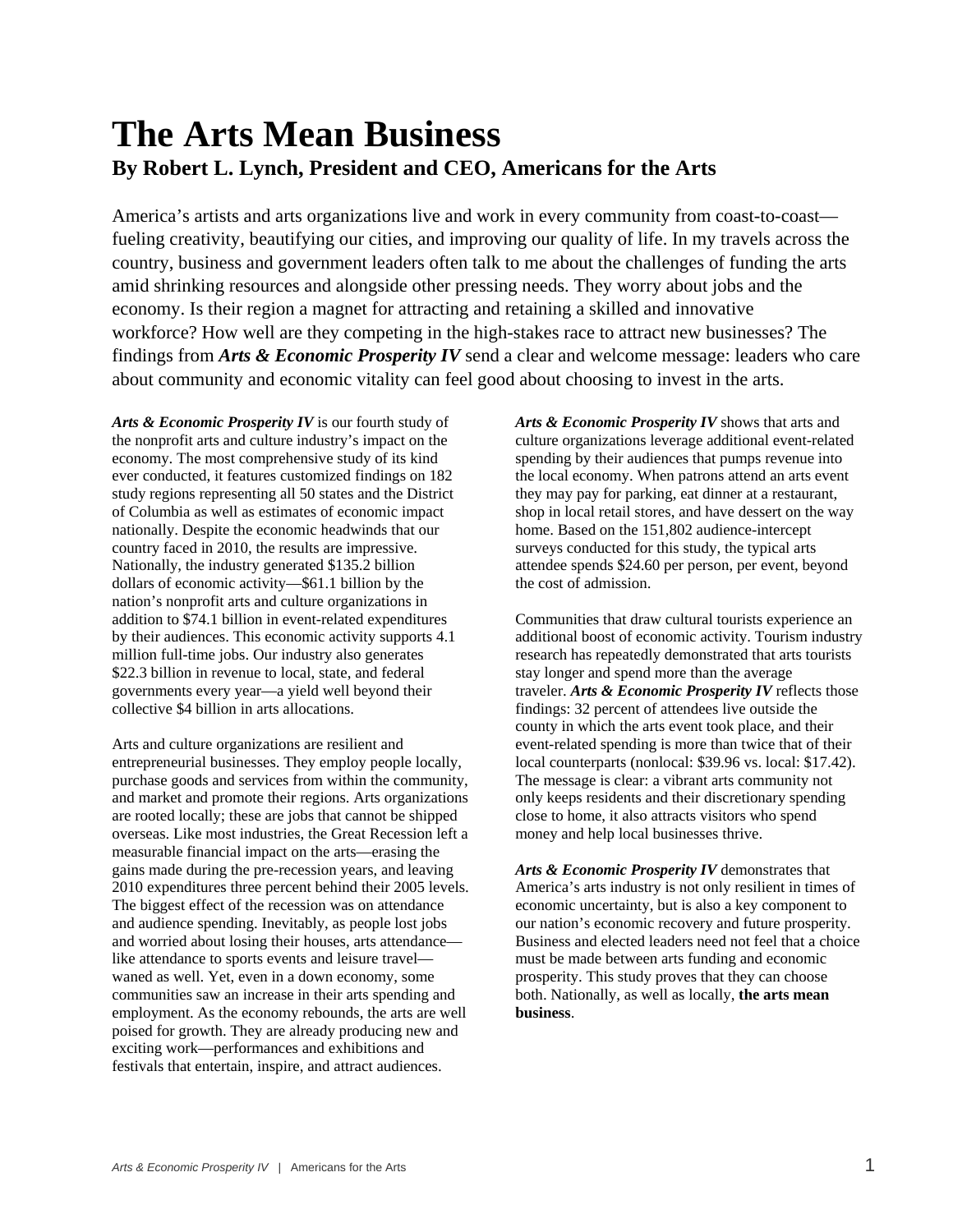# The Arts Mean Business

## By Robert L. Lynch, President and CEO, Americans for the Arts

America's artists and arts organizations live and work in every community from coast-to-coast—fueling creativity, beautifying our cities, and improving our quality of life. In my travels across the country, business and government leaders often talk to me about the challenges of funding the arts amid shrinking resources and alongside other pressing needs. They worry about jobs and the economy. Is their region a magnet for attracting and retaining a skilled and innovative workforce? How well are they competing in the high-stakes race to attract new businesses? The findings from ***Arts & Economic Prosperity IV*** send a clear and welcome message: leaders who care about community and economic vitality can feel good about choosing to invest in the arts.

***Arts & Economic Prosperity IV*** is our fourth study of the nonprofit arts and culture industry's impact on the economy. The most comprehensive study of its kind ever conducted, it features customized findings on 182 study regions representing all 50 states and the District of Columbia as well as estimates of economic impact nationally. Despite the economic headwinds that our country faced in 2010, the results are impressive. Nationally, the industry generated $135.2 billion dollars of economic activity—$61.1 billion by the nation's nonprofit arts and culture organizations in addition to $74.1 billion in event-related expenditures by their audiences. This economic activity supports 4.1 million full-time jobs. Our industry also generates $22.3 billion in revenue to local, state, and federal governments every year—a yield well beyond their collective $4 billion in arts allocations.

Arts and culture organizations are resilient and entrepreneurial businesses. They employ people locally, purchase goods and services from within the community, and market and promote their regions. Arts organizations are rooted locally; these are jobs that cannot be shipped overseas. Like most industries, the Great Recession left a measurable financial impact on the arts—erasing the gains made during the pre-recession years, and leaving 2010 expenditures three percent behind their 2005 levels. The biggest effect of the recession was on attendance and audience spending. Inevitably, as people lost jobs and worried about losing their houses, arts attendance—like attendance to sports events and leisure travel—waned as well. Yet, even in a down economy, some communities saw an increase in their arts spending and employment. As the economy rebounds, the arts are well poised for growth. They are already producing new and exciting work—performances and exhibitions and festivals that entertain, inspire, and attract audiences.

***Arts & Economic Prosperity IV*** shows that arts and culture organizations leverage additional event-related spending by their audiences that pumps revenue into the local economy. When patrons attend an arts event they may pay for parking, eat dinner at a restaurant, shop in local retail stores, and have dessert on the way home. Based on the 151,802 audience-intercept surveys conducted for this study, the typical arts attendee spends $24.60 per person, per event, beyond the cost of admission.

Communities that draw cultural tourists experience an additional boost of economic activity. Tourism industry research has repeatedly demonstrated that arts tourists stay longer and spend more than the average traveler. ***Arts & Economic Prosperity IV*** reflects those findings: 32 percent of attendees live outside the county in which the arts event took place, and their event-related spending is more than twice that of their local counterparts (nonlocal: $39.96 vs. local: $17.42). The message is clear: a vibrant arts community not only keeps residents and their discretionary spending close to home, it also attracts visitors who spend money and help local businesses thrive.

***Arts & Economic Prosperity IV*** demonstrates that America's arts industry is not only resilient in times of economic uncertainty, but is also a key component to our nation's economic recovery and future prosperity. Business and elected leaders need not feel that a choice must be made between arts funding and economic prosperity. This study proves that they can choose both. Nationally, as well as locally, **the arts mean business**.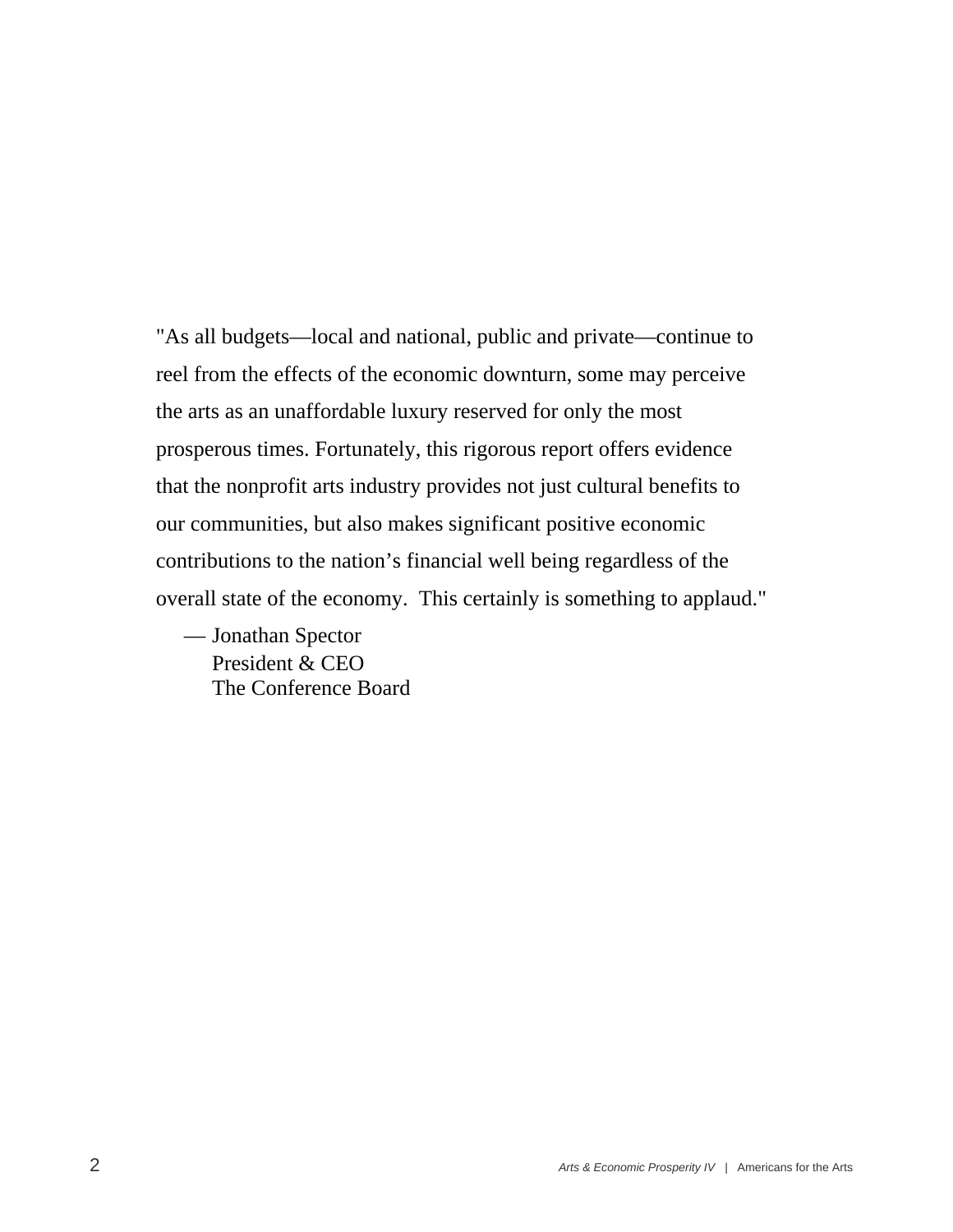"As all budgets—local and national, public and private—continue to reel from the effects of the economic downturn, some may perceive the arts as an unaffordable luxury reserved for only the most prosperous times. Fortunately, this rigorous report offers evidence that the nonprofit arts industry provides not just cultural benefits to our communities, but also makes significant positive economic contributions to the nation's financial well being regardless of the overall state of the economy. This certainly is something to applaud."

— Jonathan Spector
President & CEO
The Conference Board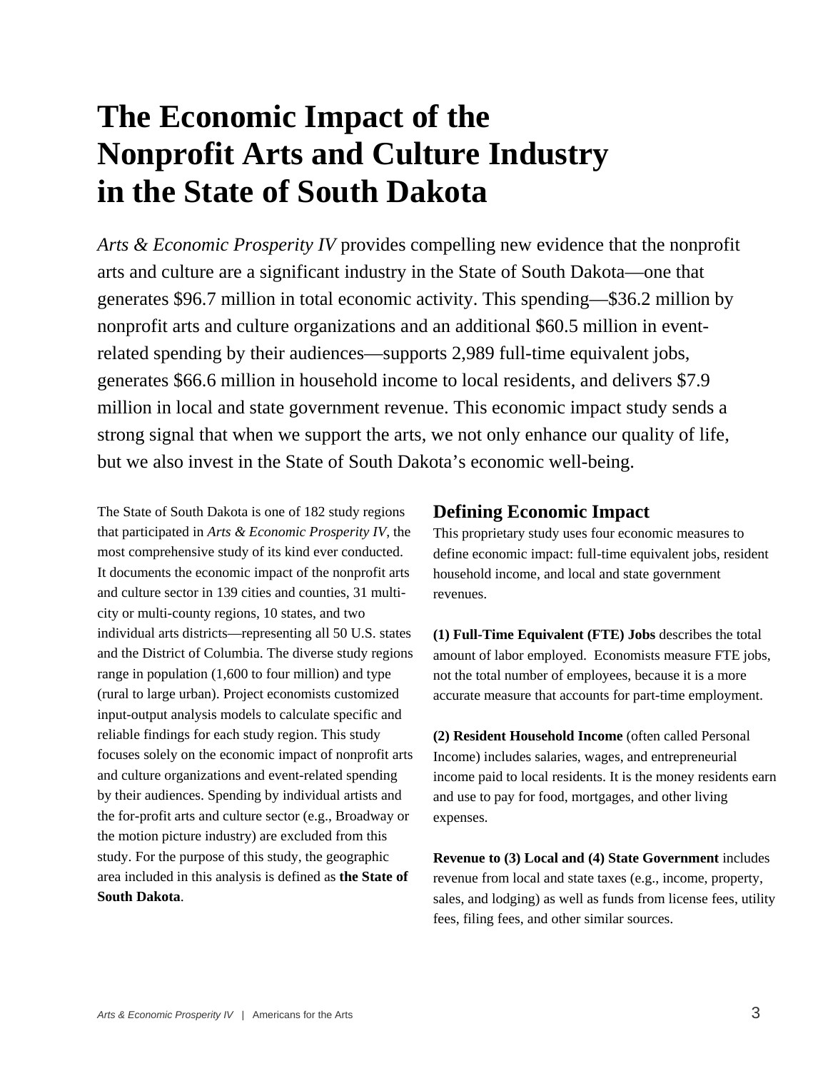# The Economic Impact of the Nonprofit Arts and Culture Industry in the State of South Dakota

*Arts & Economic Prosperity IV* provides compelling new evidence that the nonprofit arts and culture are a significant industry in the State of South Dakota—one that generates $96.7 million in total economic activity. This spending—$36.2 million by nonprofit arts and culture organizations and an additional $60.5 million in event-related spending by their audiences—supports 2,989 full-time equivalent jobs, generates $66.6 million in household income to local residents, and delivers $7.9 million in local and state government revenue. This economic impact study sends a strong signal that when we support the arts, we not only enhance our quality of life, but we also invest in the State of South Dakota's economic well-being.

The State of South Dakota is one of 182 study regions that participated in *Arts & Economic Prosperity IV*, the most comprehensive study of its kind ever conducted. It documents the economic impact of the nonprofit arts and culture sector in 139 cities and counties, 31 multi-city or multi-county regions, 10 states, and two individual arts districts—representing all 50 U.S. states and the District of Columbia. The diverse study regions range in population (1,600 to four million) and type (rural to large urban). Project economists customized input-output analysis models to calculate specific and reliable findings for each study region. This study focuses solely on the economic impact of nonprofit arts and culture organizations and event-related spending by their audiences. Spending by individual artists and the for-profit arts and culture sector (e.g., Broadway or the motion picture industry) are excluded from this study. For the purpose of this study, the geographic area included in this analysis is defined as **the State of South Dakota**.

## Defining Economic Impact

This proprietary study uses four economic measures to define economic impact: full-time equivalent jobs, resident household income, and local and state government revenues.

**(1) Full-Time Equivalent (FTE) Jobs** describes the total amount of labor employed. Economists measure FTE jobs, not the total number of employees, because it is a more accurate measure that accounts for part-time employment.

**(2) Resident Household Income** (often called Personal Income) includes salaries, wages, and entrepreneurial income paid to local residents. It is the money residents earn and use to pay for food, mortgages, and other living expenses.

**Revenue to (3) Local and (4) State Government** includes revenue from local and state taxes (e.g., income, property, sales, and lodging) as well as funds from license fees, utility fees, filing fees, and other similar sources.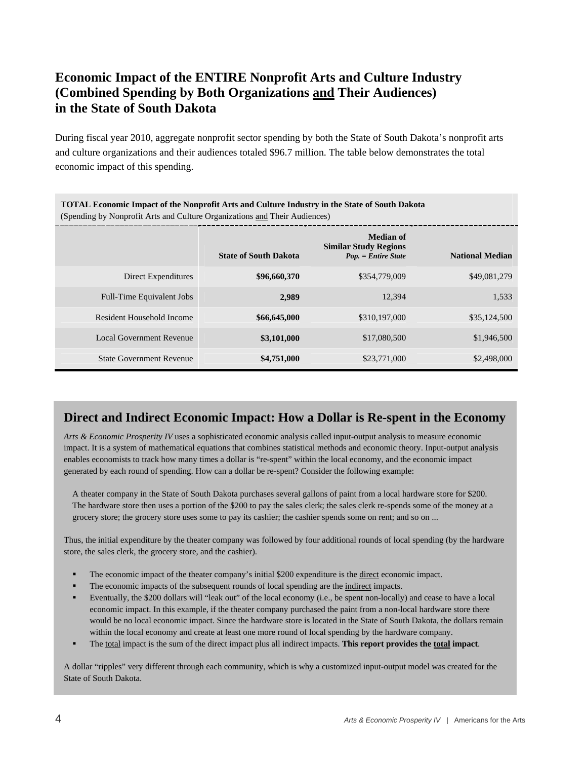## Economic Impact of the ENTIRE Nonprofit Arts and Culture Industry (Combined Spending by Both Organizations and Their Audiences) in the State of South Dakota

During fiscal year 2010, aggregate nonprofit sector spending by both the State of South Dakota's nonprofit arts and culture organizations and their audiences totaled $96.7 million. The table below demonstrates the total economic impact of this spending.

**TOTAL Economic Impact of the Nonprofit Arts and Culture Industry in the State of South Dakota**
(Spending by Nonprofit Arts and Culture Organizations and Their Audiences)

| | State of South Dakota | Median of Similar Study Regions *Pop. = Entire State* | National Median |
|---|---|---|---|
| Direct Expenditures | **$96,660,370** | $354,779,009 | $49,081,279 |
| Full-Time Equivalent Jobs | **2,989** | 12,394 | 1,533 |
| Resident Household Income | **$66,645,000** | $310,197,000 | $35,124,500 |
| Local Government Revenue | **$3,101,000** | $17,080,500 | $1,946,500 |
| State Government Revenue | **$4,751,000** | $23,771,000 | $2,498,000 |

## Direct and Indirect Economic Impact: How a Dollar is Re-spent in the Economy

*Arts & Economic Prosperity IV* uses a sophisticated economic analysis called input-output analysis to measure economic impact. It is a system of mathematical equations that combines statistical methods and economic theory. Input-output analysis enables economists to track how many times a dollar is "re-spent" within the local economy, and the economic impact generated by each round of spending. How can a dollar be re-spent? Consider the following example:

> A theater company in the State of South Dakota purchases several gallons of paint from a local hardware store for $200. The hardware store then uses a portion of the $200 to pay the sales clerk; the sales clerk re-spends some of the money at a grocery store; the grocery store uses some to pay its cashier; the cashier spends some on rent; and so on ...

Thus, the initial expenditure by the theater company was followed by four additional rounds of local spending (by the hardware store, the sales clerk, the grocery store, and the cashier).

- The economic impact of the theater company's initial $200 expenditure is the direct economic impact.
- The economic impacts of the subsequent rounds of local spending are the indirect impacts.
- Eventually, the $200 dollars will "leak out" of the local economy (i.e., be spent non-locally) and cease to have a local economic impact. In this example, if the theater company purchased the paint from a non-local hardware store there would be no local economic impact. Since the hardware store is located in the State of South Dakota, the dollars remain within the local economy and create at least one more round of local spending by the hardware company.
- The total impact is the sum of the direct impact plus all indirect impacts. **This report provides the total impact**.

A dollar "ripples" very different through each community, which is why a customized input-output model was created for the State of South Dakota.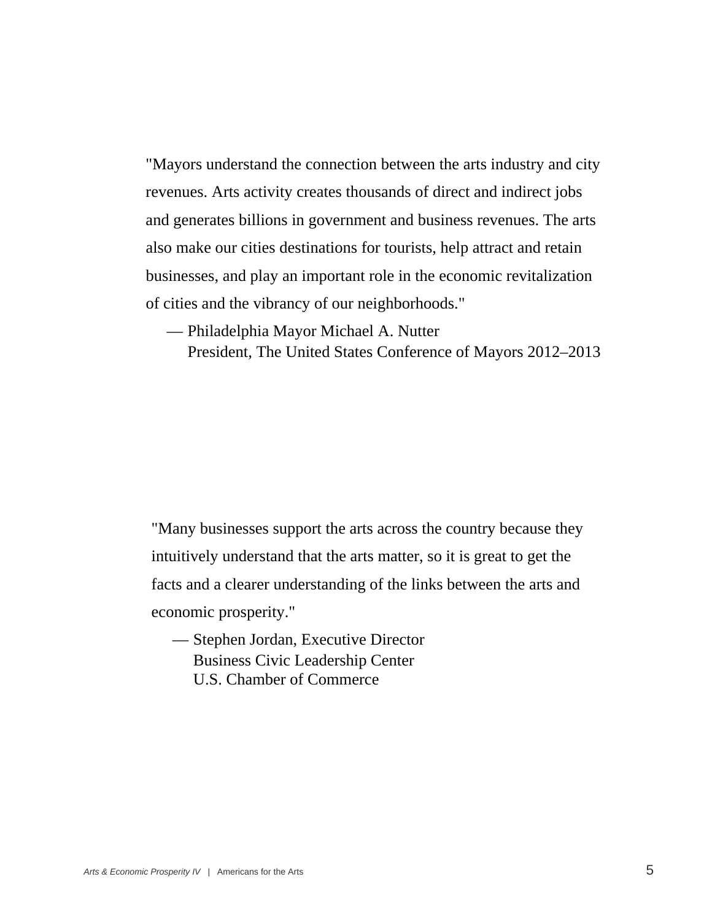"Mayors understand the connection between the arts industry and city revenues. Arts activity creates thousands of direct and indirect jobs and generates billions in government and business revenues. The arts also make our cities destinations for tourists, help attract and retain businesses, and play an important role in the economic revitalization of cities and the vibrancy of our neighborhoods."

— Philadelphia Mayor Michael A. Nutter
President, The United States Conference of Mayors 2012–2013

"Many businesses support the arts across the country because they intuitively understand that the arts matter, so it is great to get the facts and a clearer understanding of the links between the arts and economic prosperity."

— Stephen Jordan, Executive Director
Business Civic Leadership Center
U.S. Chamber of Commerce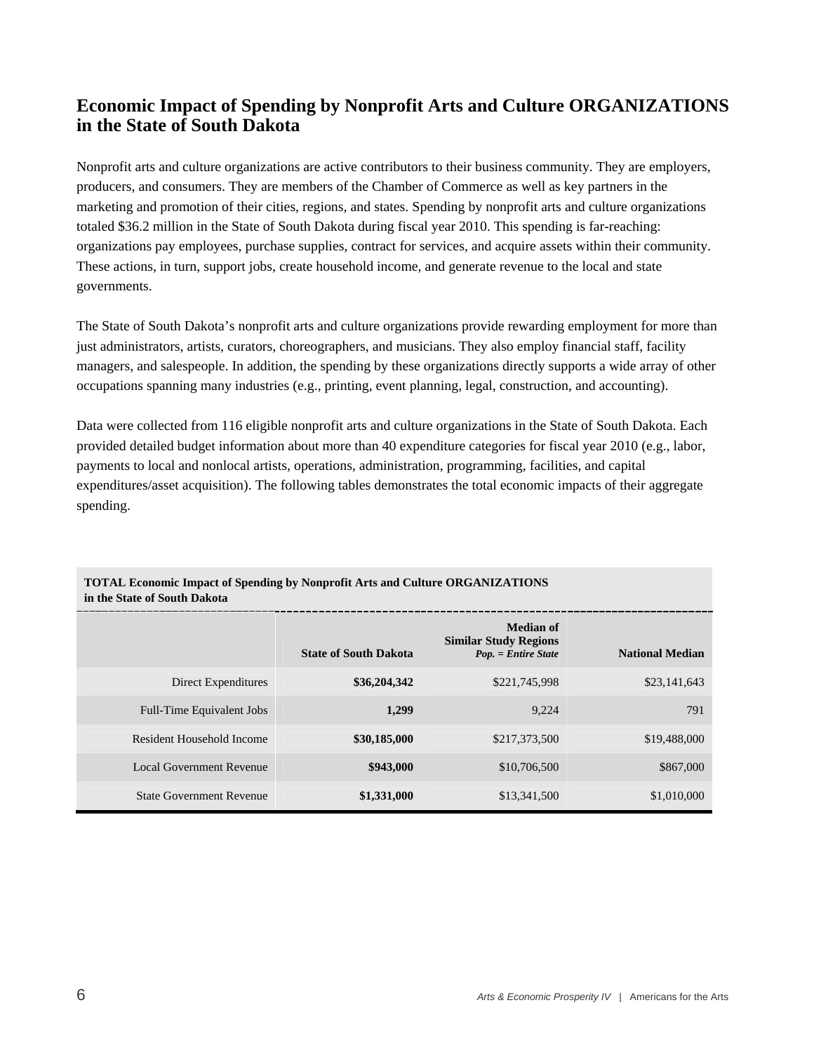## Economic Impact of Spending by Nonprofit Arts and Culture ORGANIZATIONS in the State of South Dakota

Nonprofit arts and culture organizations are active contributors to their business community. They are employers, producers, and consumers. They are members of the Chamber of Commerce as well as key partners in the marketing and promotion of their cities, regions, and states. Spending by nonprofit arts and culture organizations totaled $36.2 million in the State of South Dakota during fiscal year 2010. This spending is far-reaching: organizations pay employees, purchase supplies, contract for services, and acquire assets within their community. These actions, in turn, support jobs, create household income, and generate revenue to the local and state governments.

The State of South Dakota's nonprofit arts and culture organizations provide rewarding employment for more than just administrators, artists, curators, choreographers, and musicians. They also employ financial staff, facility managers, and salespeople. In addition, the spending by these organizations directly supports a wide array of other occupations spanning many industries (e.g., printing, event planning, legal, construction, and accounting).

Data were collected from 116 eligible nonprofit arts and culture organizations in the State of South Dakota. Each provided detailed budget information about more than 40 expenditure categories for fiscal year 2010 (e.g., labor, payments to local and nonlocal artists, operations, administration, programming, facilities, and capital expenditures/asset acquisition). The following tables demonstrates the total economic impacts of their aggregate spending.

**TOTAL Economic Impact of Spending by Nonprofit Arts and Culture ORGANIZATIONS in the State of South Dakota**

| | State of South Dakota | Median of Similar Study Regions *Pop. = Entire State* | National Median |
|---|---|---|---|
| Direct Expenditures | **$36,204,342** | $221,745,998 | $23,141,643 |
| Full-Time Equivalent Jobs | **1,299** | 9,224 | 791 |
| Resident Household Income | **$30,185,000** | $217,373,500 | $19,488,000 |
| Local Government Revenue | **$943,000** | $10,706,500 | $867,000 |
| State Government Revenue | **$1,331,000** | $13,341,500 | $1,010,000 |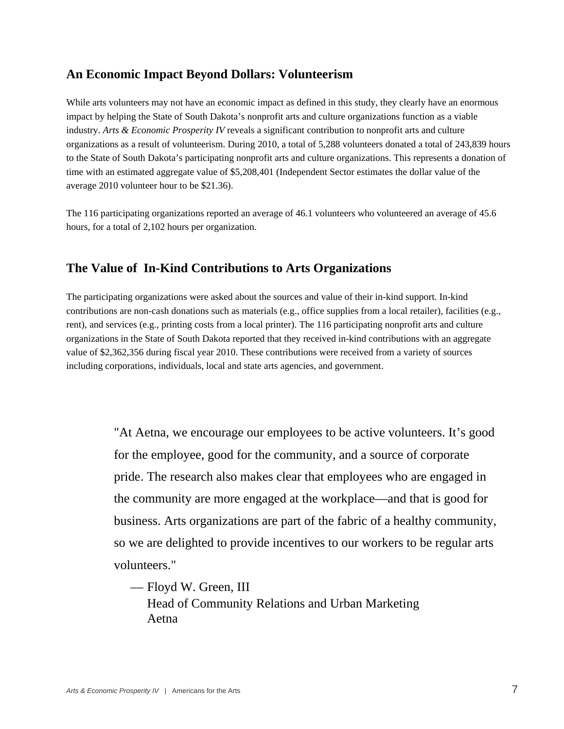## An Economic Impact Beyond Dollars: Volunteerism

While arts volunteers may not have an economic impact as defined in this study, they clearly have an enormous impact by helping the State of South Dakota's nonprofit arts and culture organizations function as a viable industry. *Arts & Economic Prosperity IV* reveals a significant contribution to nonprofit arts and culture organizations as a result of volunteerism. During 2010, a total of 5,288 volunteers donated a total of 243,839 hours to the State of South Dakota's participating nonprofit arts and culture organizations. This represents a donation of time with an estimated aggregate value of $5,208,401 (Independent Sector estimates the dollar value of the average 2010 volunteer hour to be $21.36).

The 116 participating organizations reported an average of 46.1 volunteers who volunteered an average of 45.6 hours, for a total of 2,102 hours per organization.

## The Value of In-Kind Contributions to Arts Organizations

The participating organizations were asked about the sources and value of their in-kind support. In-kind contributions are non-cash donations such as materials (e.g., office supplies from a local retailer), facilities (e.g., rent), and services (e.g., printing costs from a local printer). The 116 participating nonprofit arts and culture organizations in the State of South Dakota reported that they received in-kind contributions with an aggregate value of $2,362,356 during fiscal year 2010. These contributions were received from a variety of sources including corporations, individuals, local and state arts agencies, and government.

> "At Aetna, we encourage our employees to be active volunteers. It's good for the employee, good for the community, and a source of corporate pride. The research also makes clear that employees who are engaged in the community are more engaged at the workplace—and that is good for business. Arts organizations are part of the fabric of a healthy community, so we are delighted to provide incentives to our workers to be regular arts volunteers."
>
> — Floyd W. Green, III
> Head of Community Relations and Urban Marketing
> Aetna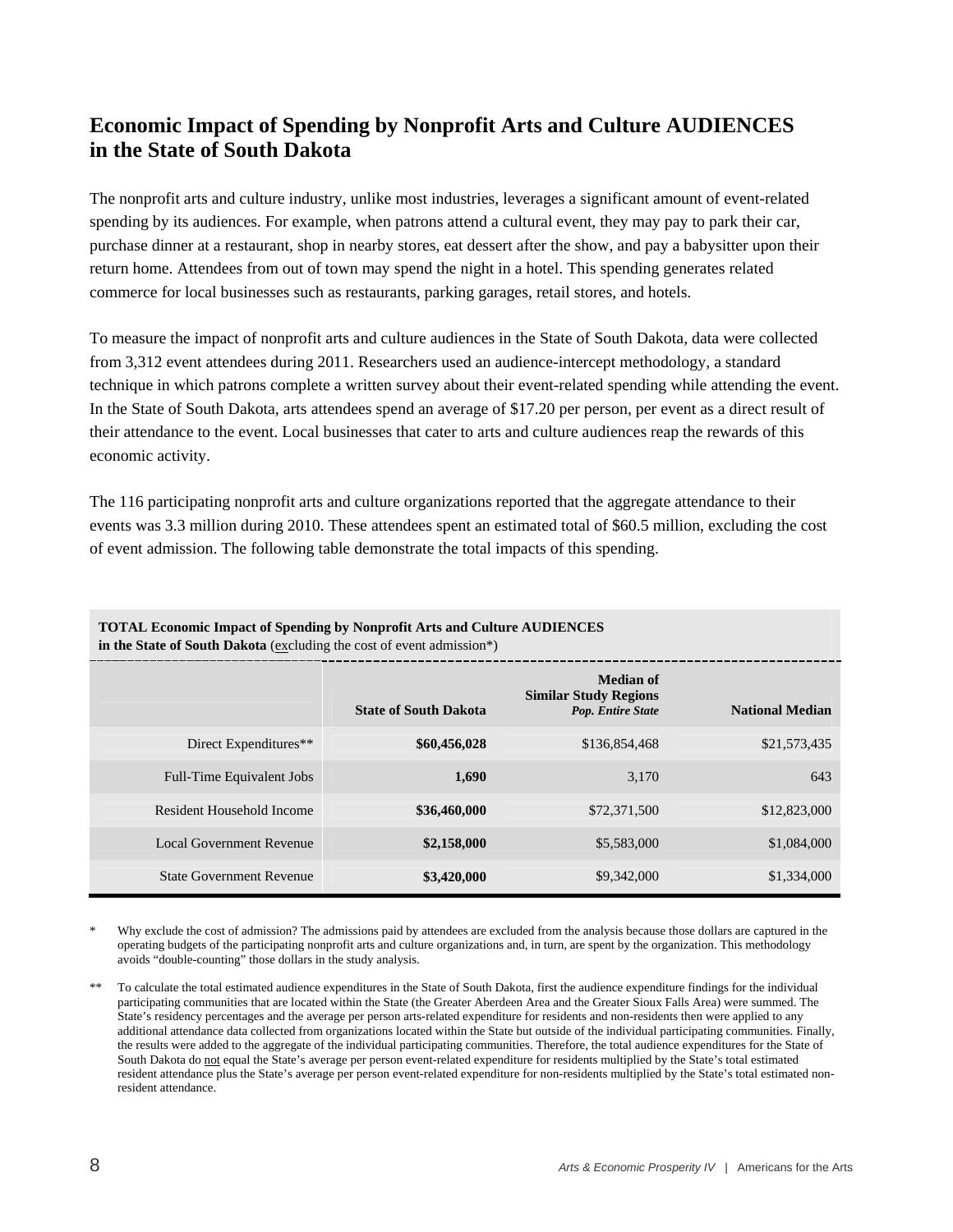## Economic Impact of Spending by Nonprofit Arts and Culture AUDIENCES in the State of South Dakota

The nonprofit arts and culture industry, unlike most industries, leverages a significant amount of event-related spending by its audiences. For example, when patrons attend a cultural event, they may pay to park their car, purchase dinner at a restaurant, shop in nearby stores, eat dessert after the show, and pay a babysitter upon their return home. Attendees from out of town may spend the night in a hotel. This spending generates related commerce for local businesses such as restaurants, parking garages, retail stores, and hotels.

To measure the impact of nonprofit arts and culture audiences in the State of South Dakota, data were collected from 3,312 event attendees during 2011. Researchers used an audience-intercept methodology, a standard technique in which patrons complete a written survey about their event-related spending while attending the event. In the State of South Dakota, arts attendees spend an average of $17.20 per person, per event as a direct result of their attendance to the event. Local businesses that cater to arts and culture audiences reap the rewards of this economic activity.

The 116 participating nonprofit arts and culture organizations reported that the aggregate attendance to their events was 3.3 million during 2010. These attendees spent an estimated total of $60.5 million, excluding the cost of event admission. The following table demonstrate the total impacts of this spending.

**TOTAL Economic Impact of Spending by Nonprofit Arts and Culture AUDIENCES in the State of South Dakota** (excluding the cost of event admission*)

| | State of South Dakota | Median of Similar Study Regions *Pop. Entire State* | National Median |
|---|---|---|---|
| Direct Expenditures** | **$60,456,028** | $136,854,468 | $21,573,435 |
| Full-Time Equivalent Jobs | **1,690** | 3,170 | 643 |
| Resident Household Income | **$36,460,000** | $72,371,500 | $12,823,000 |
| Local Government Revenue | **$2,158,000** | $5,583,000 | $1,084,000 |
| State Government Revenue | **$3,420,000** | $9,342,000 | $1,334,000 |

\* Why exclude the cost of admission? The admissions paid by attendees are excluded from the analysis because those dollars are captured in the operating budgets of the participating nonprofit arts and culture organizations and, in turn, are spent by the organization. This methodology avoids "double-counting" those dollars in the study analysis.

\*\* To calculate the total estimated audience expenditures in the State of South Dakota, first the audience expenditure findings for the individual participating communities that are located within the State (the Greater Aberdeen Area and the Greater Sioux Falls Area) were summed. The State's residency percentages and the average per person arts-related expenditure for residents and non-residents then were applied to any additional attendance data collected from organizations located within the State but outside of the individual participating communities. Finally, the results were added to the aggregate of the individual participating communities. Therefore, the total audience expenditures for the State of South Dakota do not equal the State's average per person event-related expenditure for residents multiplied by the State's total estimated resident attendance plus the State's average per person event-related expenditure for non-residents multiplied by the State's total estimated non-resident attendance.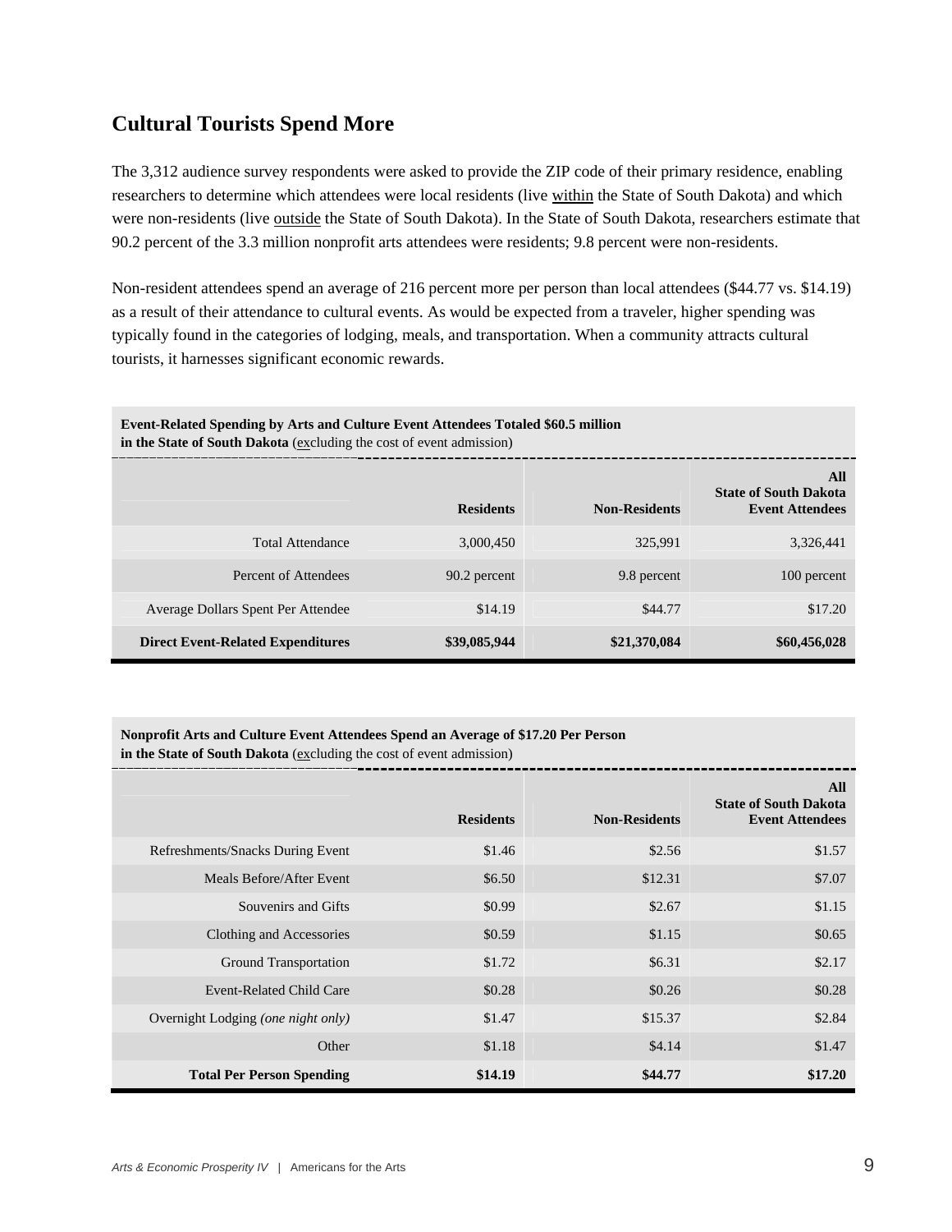## Cultural Tourists Spend More

The 3,312 audience survey respondents were asked to provide the ZIP code of their primary residence, enabling researchers to determine which attendees were local residents (live within the State of South Dakota) and which were non-residents (live outside the State of South Dakota). In the State of South Dakota, researchers estimate that 90.2 percent of the 3.3 million nonprofit arts attendees were residents; 9.8 percent were non-residents.

Non-resident attendees spend an average of 216 percent more per person than local attendees ($44.77 vs. $14.19) as a result of their attendance to cultural events. As would be expected from a traveler, higher spending was typically found in the categories of lodging, meals, and transportation. When a community attracts cultural tourists, it harnesses significant economic rewards.

**Event-Related Spending by Arts and Culture Event Attendees Totaled $60.5 million in the State of South Dakota** (excluding the cost of event admission)

| | Residents | Non-Residents | All State of South Dakota Event Attendees |
|---|---|---|---|
| Total Attendance | 3,000,450 | 325,991 | 3,326,441 |
| Percent of Attendees | 90.2 percent | 9.8 percent | 100 percent |
| Average Dollars Spent Per Attendee | $14.19 | $44.77 | $17.20 |
| **Direct Event-Related Expenditures** | **$39,085,944** | **$21,370,084** | **$60,456,028** |

**Nonprofit Arts and Culture Event Attendees Spend an Average of $17.20 Per Person in the State of South Dakota** (excluding the cost of event admission)

| | Residents | Non-Residents | All State of South Dakota Event Attendees |
|---|---|---|---|
| Refreshments/Snacks During Event | $1.46 | $2.56 | $1.57 |
| Meals Before/After Event | $6.50 | $12.31 | $7.07 |
| Souvenirs and Gifts | $0.99 | $2.67 | $1.15 |
| Clothing and Accessories | $0.59 | $1.15 | $0.65 |
| Ground Transportation | $1.72 | $6.31 | $2.17 |
| Event-Related Child Care | $0.28 | $0.26 | $0.28 |
| Overnight Lodging *(one night only)* | $1.47 | $15.37 | $2.84 |
| Other | $1.18 | $4.14 | $1.47 |
| **Total Per Person Spending** | **$14.19** | **$44.77** | **$17.20** |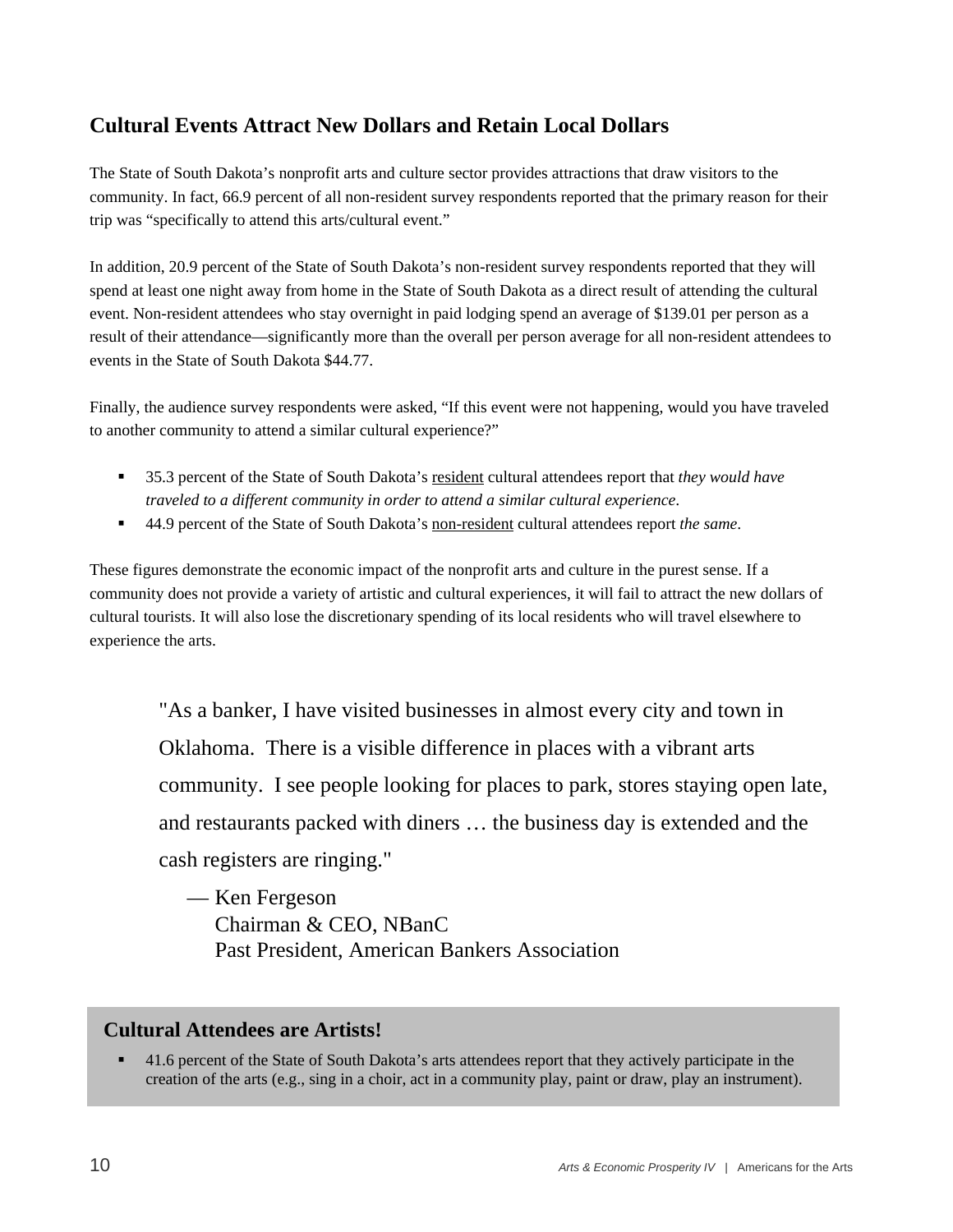## Cultural Events Attract New Dollars and Retain Local Dollars

The State of South Dakota's nonprofit arts and culture sector provides attractions that draw visitors to the community. In fact, 66.9 percent of all non-resident survey respondents reported that the primary reason for their trip was "specifically to attend this arts/cultural event."

In addition, 20.9 percent of the State of South Dakota's non-resident survey respondents reported that they will spend at least one night away from home in the State of South Dakota as a direct result of attending the cultural event. Non-resident attendees who stay overnight in paid lodging spend an average of $139.01 per person as a result of their attendance—significantly more than the overall per person average for all non-resident attendees to events in the State of South Dakota $44.77.

Finally, the audience survey respondents were asked, "If this event were not happening, would you have traveled to another community to attend a similar cultural experience?"

- 35.3 percent of the State of South Dakota's <u>resident</u> cultural attendees report that *they would have traveled to a different community in order to attend a similar cultural experience*.
- 44.9 percent of the State of South Dakota's <u>non-resident</u> cultural attendees report *the same*.

These figures demonstrate the economic impact of the nonprofit arts and culture in the purest sense. If a community does not provide a variety of artistic and cultural experiences, it will fail to attract the new dollars of cultural tourists. It will also lose the discretionary spending of its local residents who will travel elsewhere to experience the arts.

> "As a banker, I have visited businesses in almost every city and town in Oklahoma. There is a visible difference in places with a vibrant arts community. I see people looking for places to park, stores staying open late, and restaurants packed with diners … the business day is extended and the cash registers are ringing."
>
> — Ken Fergeson
> Chairman & CEO, NBanC
> Past President, American Bankers Association

### Cultural Attendees are Artists!

- 41.6 percent of the State of South Dakota's arts attendees report that they actively participate in the creation of the arts (e.g., sing in a choir, act in a community play, paint or draw, play an instrument).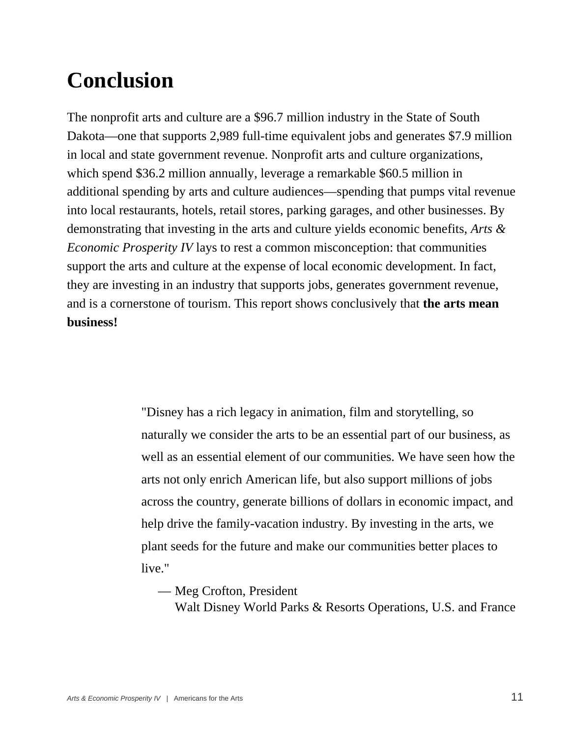# Conclusion

The nonprofit arts and culture are a $96.7 million industry in the State of South Dakota—one that supports 2,989 full-time equivalent jobs and generates $7.9 million in local and state government revenue. Nonprofit arts and culture organizations, which spend $36.2 million annually, leverage a remarkable $60.5 million in additional spending by arts and culture audiences—spending that pumps vital revenue into local restaurants, hotels, retail stores, parking garages, and other businesses. By demonstrating that investing in the arts and culture yields economic benefits, *Arts & Economic Prosperity IV* lays to rest a common misconception: that communities support the arts and culture at the expense of local economic development. In fact, they are investing in an industry that supports jobs, generates government revenue, and is a cornerstone of tourism. This report shows conclusively that **the arts mean business!**

> "Disney has a rich legacy in animation, film and storytelling, so naturally we consider the arts to be an essential part of our business, as well as an essential element of our communities. We have seen how the arts not only enrich American life, but also support millions of jobs across the country, generate billions of dollars in economic impact, and help drive the family-vacation industry. By investing in the arts, we plant seeds for the future and make our communities better places to live."
>
> — Meg Crofton, President
> Walt Disney World Parks & Resorts Operations, U.S. and France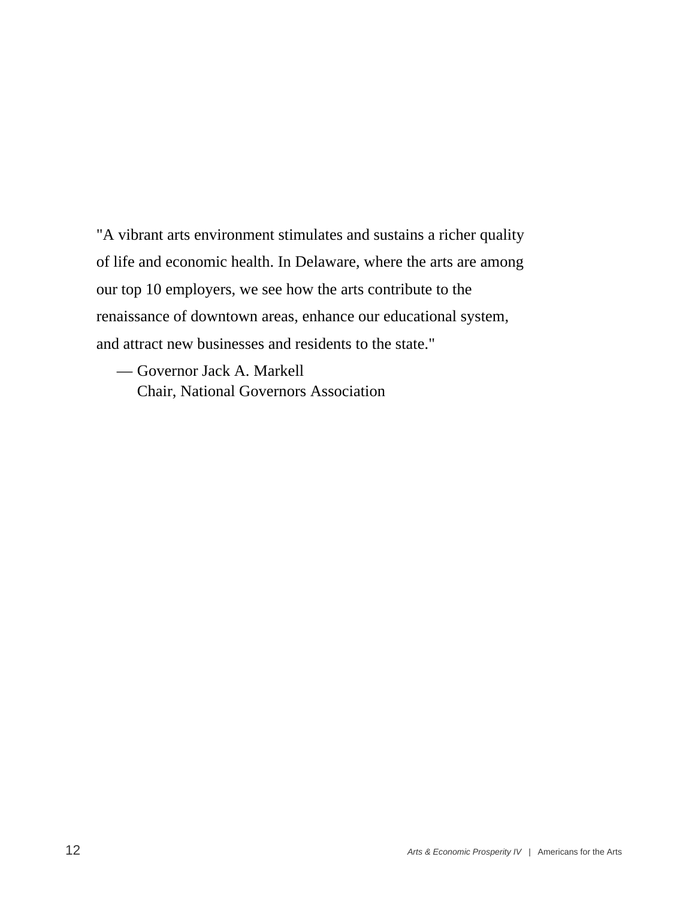"A vibrant arts environment stimulates and sustains a richer quality of life and economic health. In Delaware, where the arts are among our top 10 employers, we see how the arts contribute to the renaissance of downtown areas, enhance our educational system, and attract new businesses and residents to the state."

— Governor Jack A. Markell
Chair, National Governors Association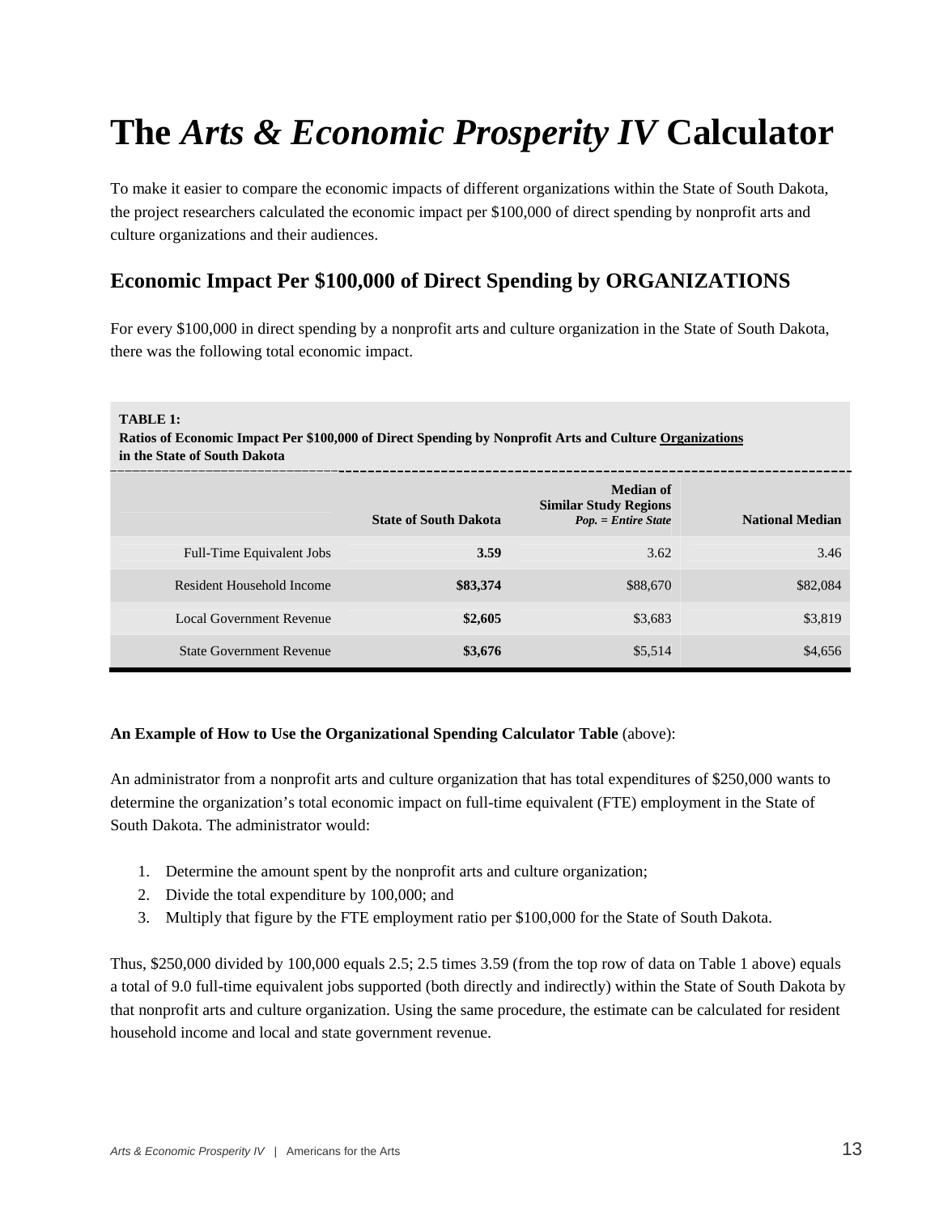# The *Arts & Economic Prosperity IV* Calculator

To make it easier to compare the economic impacts of different organizations within the State of South Dakota, the project researchers calculated the economic impact per $100,000 of direct spending by nonprofit arts and culture organizations and their audiences.

## Economic Impact Per $100,000 of Direct Spending by ORGANIZATIONS

For every $100,000 in direct spending by a nonprofit arts and culture organization in the State of South Dakota, there was the following total economic impact.

**TABLE 1:**
**Ratios of Economic Impact Per $100,000 of Direct Spending by Nonprofit Arts and Culture Organizations in the State of South Dakota**

| | State of South Dakota | Median of Similar Study Regions *Pop. = Entire State* | National Median |
|---|---|---|---|
| Full-Time Equivalent Jobs | **3.59** | 3.62 | 3.46 |
| Resident Household Income | **$83,374** | $88,670 | $82,084 |
| Local Government Revenue | **$2,605** | $3,683 | $3,819 |
| State Government Revenue | **$3,676** | $5,514 | $4,656 |

**An Example of How to Use the Organizational Spending Calculator Table** (above):

An administrator from a nonprofit arts and culture organization that has total expenditures of $250,000 wants to determine the organization's total economic impact on full-time equivalent (FTE) employment in the State of South Dakota. The administrator would:

1. Determine the amount spent by the nonprofit arts and culture organization;
2. Divide the total expenditure by 100,000; and
3. Multiply that figure by the FTE employment ratio per $100,000 for the State of South Dakota.

Thus, $250,000 divided by 100,000 equals 2.5; 2.5 times 3.59 (from the top row of data on Table 1 above) equals a total of 9.0 full-time equivalent jobs supported (both directly and indirectly) within the State of South Dakota by that nonprofit arts and culture organization. Using the same procedure, the estimate can be calculated for resident household income and local and state government revenue.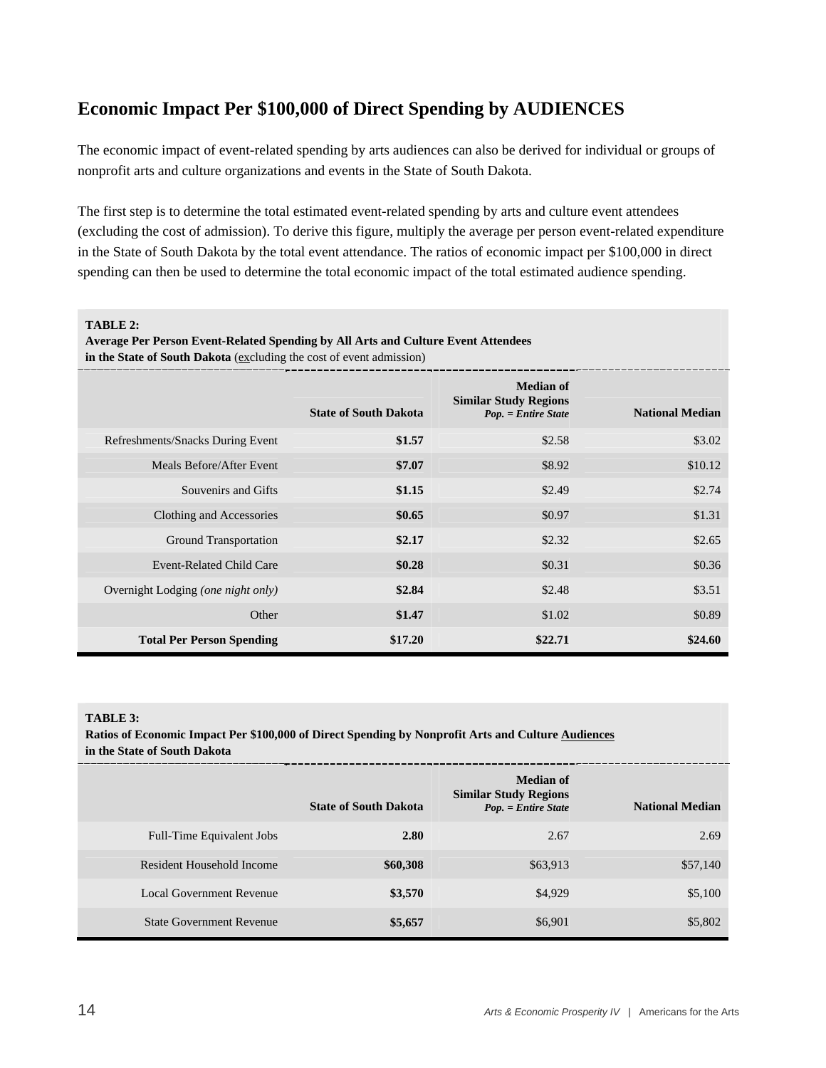## Economic Impact Per $100,000 of Direct Spending by AUDIENCES

The economic impact of event-related spending by arts audiences can also be derived for individual or groups of nonprofit arts and culture organizations and events in the State of South Dakota.

The first step is to determine the total estimated event-related spending by arts and culture event attendees (excluding the cost of admission). To derive this figure, multiply the average per person event-related expenditure in the State of South Dakota by the total event attendance. The ratios of economic impact per $100,000 in direct spending can then be used to determine the total economic impact of the total estimated audience spending.

**TABLE 2:**
**Average Per Person Event-Related Spending by All Arts and Culture Event Attendees in the State of South Dakota** (excluding the cost of event admission)

| | State of South Dakota | Median of Similar Study Regions *Pop. = Entire State* | National Median |
|---|---|---|---|
| Refreshments/Snacks During Event | **$1.57** | $2.58 | $3.02 |
| Meals Before/After Event | **$7.07** | $8.92 | $10.12 |
| Souvenirs and Gifts | **$1.15** | $2.49 | $2.74 |
| Clothing and Accessories | **$0.65** | $0.97 | $1.31 |
| Ground Transportation | **$2.17** | $2.32 | $2.65 |
| Event-Related Child Care | **$0.28** | $0.31 | $0.36 |
| Overnight Lodging *(one night only)* | **$2.84** | $2.48 | $3.51 |
| Other | **$1.47** | $1.02 | $0.89 |
| **Total Per Person Spending** | **$17.20** | **$22.71** | **$24.60** |

**TABLE 3:**
**Ratios of Economic Impact Per $100,000 of Direct Spending by Nonprofit Arts and Culture Audiences in the State of South Dakota**

| | State of South Dakota | Median of Similar Study Regions *Pop. = Entire State* | National Median |
|---|---|---|---|
| Full-Time Equivalent Jobs | **2.80** | 2.67 | 2.69 |
| Resident Household Income | **$60,308** | $63,913 | $57,140 |
| Local Government Revenue | **$3,570** | $4,929 | $5,100 |
| State Government Revenue | **$5,657** | $6,901 | $5,802 |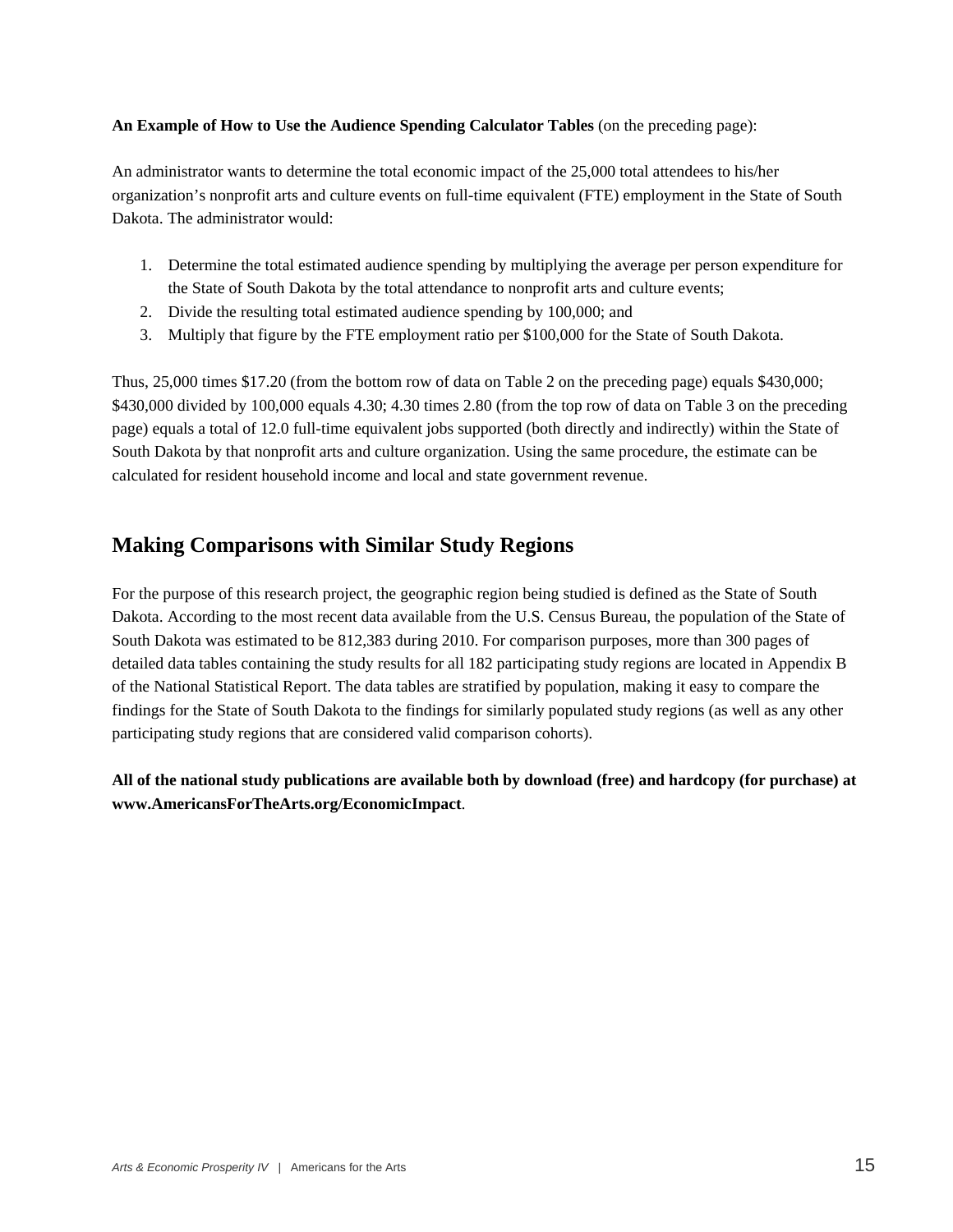**An Example of How to Use the Audience Spending Calculator Tables** (on the preceding page):

An administrator wants to determine the total economic impact of the 25,000 total attendees to his/her organization's nonprofit arts and culture events on full-time equivalent (FTE) employment in the State of South Dakota. The administrator would:

1. Determine the total estimated audience spending by multiplying the average per person expenditure for the State of South Dakota by the total attendance to nonprofit arts and culture events;
2. Divide the resulting total estimated audience spending by 100,000; and
3. Multiply that figure by the FTE employment ratio per $100,000 for the State of South Dakota.

Thus, 25,000 times $17.20 (from the bottom row of data on Table 2 on the preceding page) equals $430,000; $430,000 divided by 100,000 equals 4.30; 4.30 times 2.80 (from the top row of data on Table 3 on the preceding page) equals a total of 12.0 full-time equivalent jobs supported (both directly and indirectly) within the State of South Dakota by that nonprofit arts and culture organization. Using the same procedure, the estimate can be calculated for resident household income and local and state government revenue.

## Making Comparisons with Similar Study Regions

For the purpose of this research project, the geographic region being studied is defined as the State of South Dakota. According to the most recent data available from the U.S. Census Bureau, the population of the State of South Dakota was estimated to be 812,383 during 2010. For comparison purposes, more than 300 pages of detailed data tables containing the study results for all 182 participating study regions are located in Appendix B of the National Statistical Report. The data tables are stratified by population, making it easy to compare the findings for the State of South Dakota to the findings for similarly populated study regions (as well as any other participating study regions that are considered valid comparison cohorts).

**All of the national study publications are available both by download (free) and hardcopy (for purchase) at www.AmericansForTheArts.org/EconomicImpact**.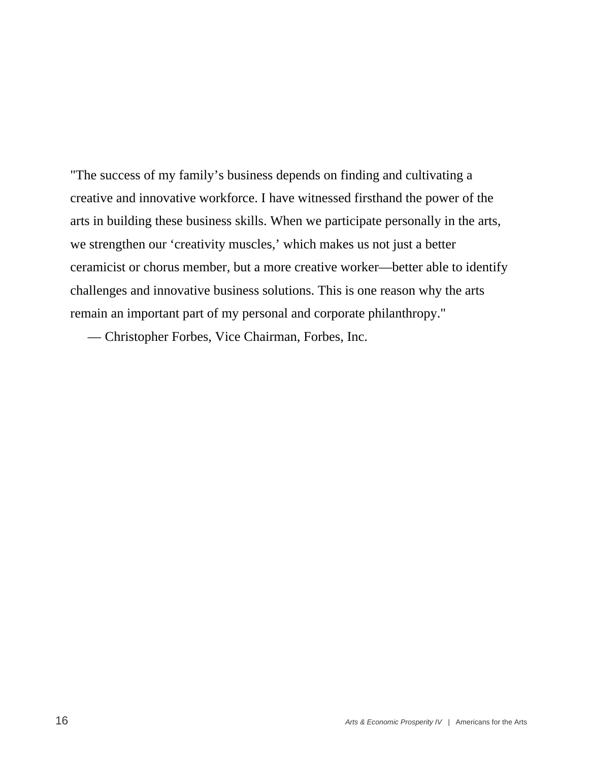"The success of my family's business depends on finding and cultivating a creative and innovative workforce. I have witnessed firsthand the power of the arts in building these business skills. When we participate personally in the arts, we strengthen our 'creativity muscles,' which makes us not just a better ceramicist or chorus member, but a more creative worker—better able to identify challenges and innovative business solutions. This is one reason why the arts remain an important part of my personal and corporate philanthropy."

— Christopher Forbes, Vice Chairman, Forbes, Inc.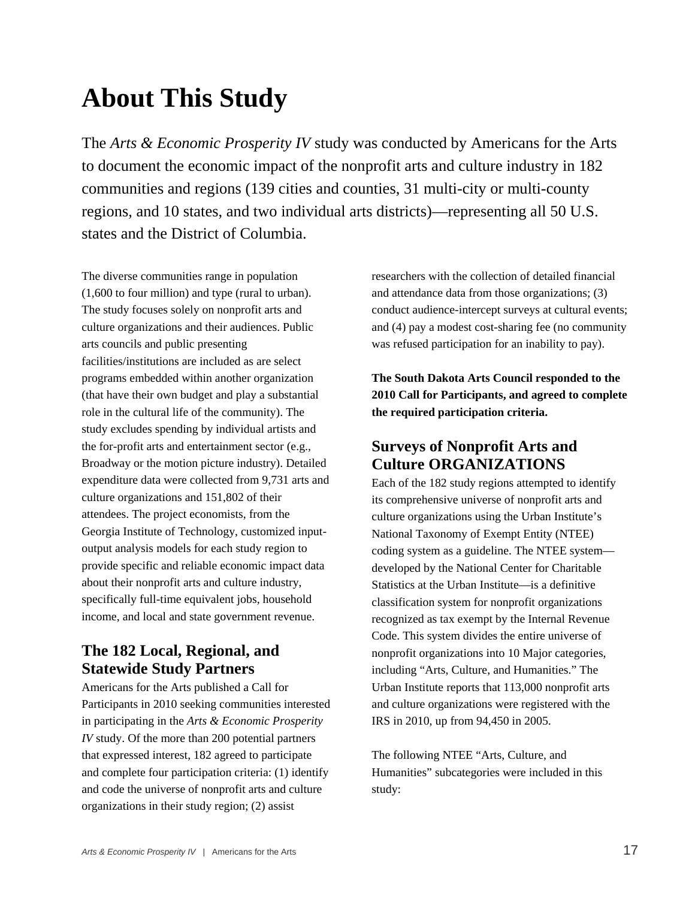# About This Study

The *Arts & Economic Prosperity IV* study was conducted by Americans for the Arts to document the economic impact of the nonprofit arts and culture industry in 182 communities and regions (139 cities and counties, 31 multi-city or multi-county regions, and 10 states, and two individual arts districts)—representing all 50 U.S. states and the District of Columbia.

The diverse communities range in population (1,600 to four million) and type (rural to urban). The study focuses solely on nonprofit arts and culture organizations and their audiences. Public arts councils and public presenting facilities/institutions are included as are select programs embedded within another organization (that have their own budget and play a substantial role in the cultural life of the community). The study excludes spending by individual artists and the for-profit arts and entertainment sector (e.g., Broadway or the motion picture industry). Detailed expenditure data were collected from 9,731 arts and culture organizations and 151,802 of their attendees. The project economists, from the Georgia Institute of Technology, customized input-output analysis models for each study region to provide specific and reliable economic impact data about their nonprofit arts and culture industry, specifically full-time equivalent jobs, household income, and local and state government revenue.

## The 182 Local, Regional, and Statewide Study Partners

Americans for the Arts published a Call for Participants in 2010 seeking communities interested in participating in the *Arts & Economic Prosperity IV* study. Of the more than 200 potential partners that expressed interest, 182 agreed to participate and complete four participation criteria: (1) identify and code the universe of nonprofit arts and culture organizations in their study region; (2) assist researchers with the collection of detailed financial and attendance data from those organizations; (3) conduct audience-intercept surveys at cultural events; and (4) pay a modest cost-sharing fee (no community was refused participation for an inability to pay).

**The South Dakota Arts Council responded to the 2010 Call for Participants, and agreed to complete the required participation criteria.**

## Surveys of Nonprofit Arts and Culture ORGANIZATIONS

Each of the 182 study regions attempted to identify its comprehensive universe of nonprofit arts and culture organizations using the Urban Institute's National Taxonomy of Exempt Entity (NTEE) coding system as a guideline. The NTEE system—developed by the National Center for Charitable Statistics at the Urban Institute—is a definitive classification system for nonprofit organizations recognized as tax exempt by the Internal Revenue Code. This system divides the entire universe of nonprofit organizations into 10 Major categories, including "Arts, Culture, and Humanities." The Urban Institute reports that 113,000 nonprofit arts and culture organizations were registered with the IRS in 2010, up from 94,450 in 2005.

The following NTEE "Arts, Culture, and Humanities" subcategories were included in this study: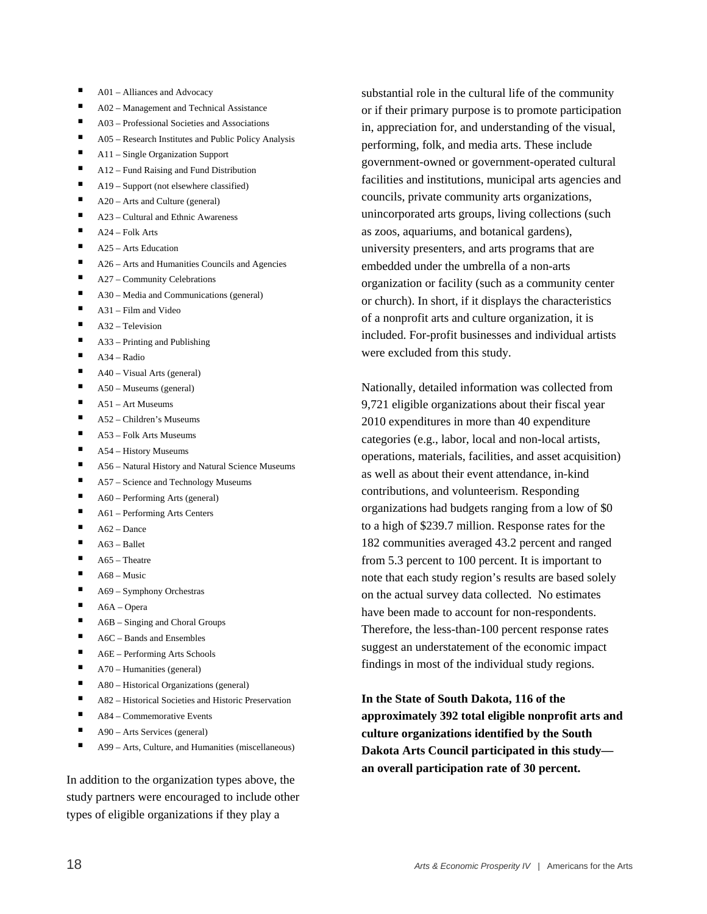- A01 – Alliances and Advocacy
- A02 – Management and Technical Assistance
- A03 – Professional Societies and Associations
- A05 – Research Institutes and Public Policy Analysis
- A11 – Single Organization Support
- A12 – Fund Raising and Fund Distribution
- A19 – Support (not elsewhere classified)
- A20 – Arts and Culture (general)
- A23 – Cultural and Ethnic Awareness
- A24 – Folk Arts
- A25 – Arts Education
- A26 – Arts and Humanities Councils and Agencies
- A27 – Community Celebrations
- A30 – Media and Communications (general)
- A31 – Film and Video
- A32 – Television
- A33 – Printing and Publishing
- A34 – Radio
- A40 – Visual Arts (general)
- A50 – Museums (general)
- A51 – Art Museums
- A52 – Children's Museums
- A53 – Folk Arts Museums
- A54 – History Museums
- A56 – Natural History and Natural Science Museums
- A57 – Science and Technology Museums
- A60 – Performing Arts (general)
- A61 – Performing Arts Centers
- A62 – Dance
- A63 – Ballet
- A65 – Theatre
- A68 – Music
- A69 – Symphony Orchestras
- A6A – Opera
- A6B – Singing and Choral Groups
- A6C – Bands and Ensembles
- A6E – Performing Arts Schools
- A70 – Humanities (general)
- A80 – Historical Organizations (general)
- A82 – Historical Societies and Historic Preservation
- A84 – Commemorative Events
- A90 – Arts Services (general)
- A99 – Arts, Culture, and Humanities (miscellaneous)

In addition to the organization types above, the study partners were encouraged to include other types of eligible organizations if they play a substantial role in the cultural life of the community or if their primary purpose is to promote participation in, appreciation for, and understanding of the visual, performing, folk, and media arts. These include government-owned or government-operated cultural facilities and institutions, municipal arts agencies and councils, private community arts organizations, unincorporated arts groups, living collections (such as zoos, aquariums, and botanical gardens), university presenters, and arts programs that are embedded under the umbrella of a non-arts organization or facility (such as a community center or church). In short, if it displays the characteristics of a nonprofit arts and culture organization, it is included. For-profit businesses and individual artists were excluded from this study.

Nationally, detailed information was collected from 9,721 eligible organizations about their fiscal year 2010 expenditures in more than 40 expenditure categories (e.g., labor, local and non-local artists, operations, materials, facilities, and asset acquisition) as well as about their event attendance, in-kind contributions, and volunteerism. Responding organizations had budgets ranging from a low of $0 to a high of $239.7 million. Response rates for the 182 communities averaged 43.2 percent and ranged from 5.3 percent to 100 percent. It is important to note that each study region's results are based solely on the actual survey data collected. No estimates have been made to account for non-respondents. Therefore, the less-than-100 percent response rates suggest an understatement of the economic impact findings in most of the individual study regions.

**In the State of South Dakota, 116 of the approximately 392 total eligible nonprofit arts and culture organizations identified by the South Dakota Arts Council participated in this study—an overall participation rate of 30 percent.**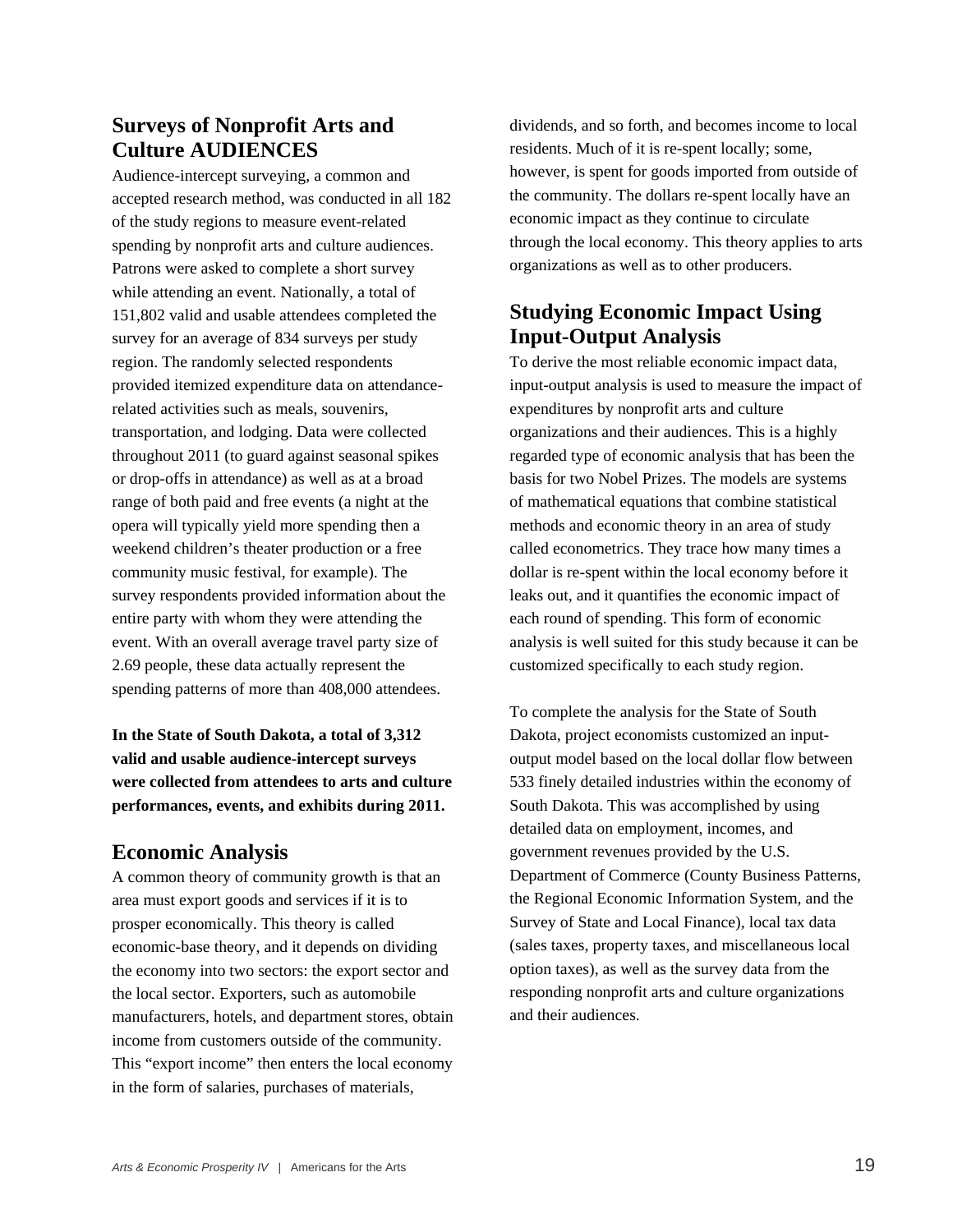## Surveys of Nonprofit Arts and Culture AUDIENCES

Audience-intercept surveying, a common and accepted research method, was conducted in all 182 of the study regions to measure event-related spending by nonprofit arts and culture audiences. Patrons were asked to complete a short survey while attending an event. Nationally, a total of 151,802 valid and usable attendees completed the survey for an average of 834 surveys per study region. The randomly selected respondents provided itemized expenditure data on attendance-related activities such as meals, souvenirs, transportation, and lodging. Data were collected throughout 2011 (to guard against seasonal spikes or drop-offs in attendance) as well as at a broad range of both paid and free events (a night at the opera will typically yield more spending then a weekend children's theater production or a free community music festival, for example). The survey respondents provided information about the entire party with whom they were attending the event. With an overall average travel party size of 2.69 people, these data actually represent the spending patterns of more than 408,000 attendees.

**In the State of South Dakota, a total of 3,312 valid and usable audience-intercept surveys were collected from attendees to arts and culture performances, events, and exhibits during 2011.**

## Economic Analysis

A common theory of community growth is that an area must export goods and services if it is to prosper economically. This theory is called economic-base theory, and it depends on dividing the economy into two sectors: the export sector and the local sector. Exporters, such as automobile manufacturers, hotels, and department stores, obtain income from customers outside of the community. This "export income" then enters the local economy in the form of salaries, purchases of materials, dividends, and so forth, and becomes income to local residents. Much of it is re-spent locally; some, however, is spent for goods imported from outside of the community. The dollars re-spent locally have an economic impact as they continue to circulate through the local economy. This theory applies to arts organizations as well as to other producers.

## Studying Economic Impact Using Input-Output Analysis

To derive the most reliable economic impact data, input-output analysis is used to measure the impact of expenditures by nonprofit arts and culture organizations and their audiences. This is a highly regarded type of economic analysis that has been the basis for two Nobel Prizes. The models are systems of mathematical equations that combine statistical methods and economic theory in an area of study called econometrics. They trace how many times a dollar is re-spent within the local economy before it leaks out, and it quantifies the economic impact of each round of spending. This form of economic analysis is well suited for this study because it can be customized specifically to each study region.

To complete the analysis for the State of South Dakota, project economists customized an input-output model based on the local dollar flow between 533 finely detailed industries within the economy of South Dakota. This was accomplished by using detailed data on employment, incomes, and government revenues provided by the U.S. Department of Commerce (County Business Patterns, the Regional Economic Information System, and the Survey of State and Local Finance), local tax data (sales taxes, property taxes, and miscellaneous local option taxes), as well as the survey data from the responding nonprofit arts and culture organizations and their audiences.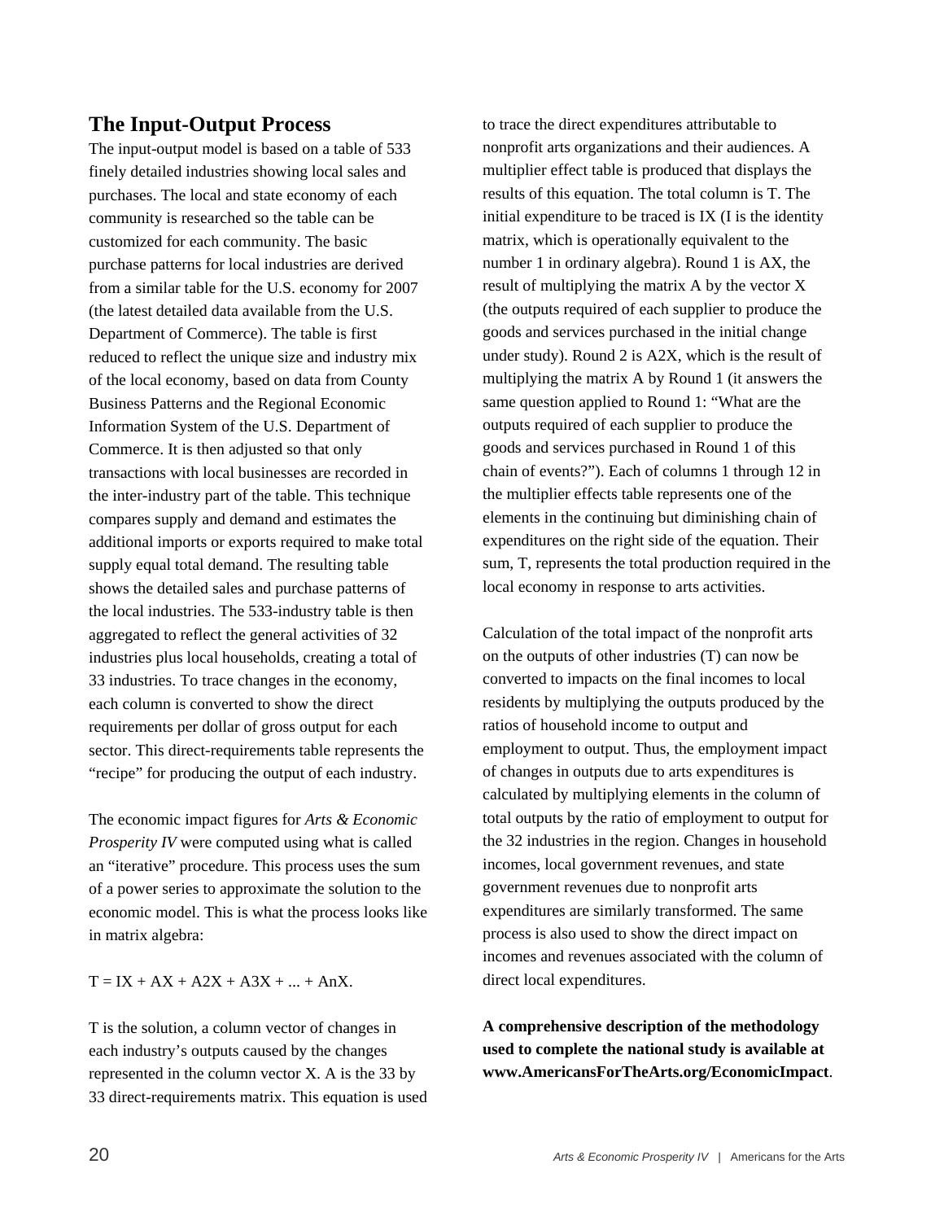## The Input-Output Process

The input-output model is based on a table of 533 finely detailed industries showing local sales and purchases. The local and state economy of each community is researched so the table can be customized for each community. The basic purchase patterns for local industries are derived from a similar table for the U.S. economy for 2007 (the latest detailed data available from the U.S. Department of Commerce). The table is first reduced to reflect the unique size and industry mix of the local economy, based on data from County Business Patterns and the Regional Economic Information System of the U.S. Department of Commerce. It is then adjusted so that only transactions with local businesses are recorded in the inter-industry part of the table. This technique compares supply and demand and estimates the additional imports or exports required to make total supply equal total demand. The resulting table shows the detailed sales and purchase patterns of the local industries. The 533-industry table is then aggregated to reflect the general activities of 32 industries plus local households, creating a total of 33 industries. To trace changes in the economy, each column is converted to show the direct requirements per dollar of gross output for each sector. This direct-requirements table represents the "recipe" for producing the output of each industry.

The economic impact figures for *Arts & Economic Prosperity IV* were computed using what is called an "iterative" procedure. This process uses the sum of a power series to approximate the solution to the economic model. This is what the process looks like in matrix algebra:

$$T = IX + AX + A^2X + A^3X + ... + A^nX.$$

T is the solution, a column vector of changes in each industry's outputs caused by the changes represented in the column vector X. A is the 33 by 33 direct-requirements matrix. This equation is used to trace the direct expenditures attributable to nonprofit arts organizations and their audiences. A multiplier effect table is produced that displays the results of this equation. The total column is T. The initial expenditure to be traced is IX (I is the identity matrix, which is operationally equivalent to the number 1 in ordinary algebra). Round 1 is AX, the result of multiplying the matrix A by the vector X (the outputs required of each supplier to produce the goods and services purchased in the initial change under study). Round 2 is $A^2X$, which is the result of multiplying the matrix A by Round 1 (it answers the same question applied to Round 1: "What are the outputs required of each supplier to produce the goods and services purchased in Round 1 of this chain of events?"). Each of columns 1 through 12 in the multiplier effects table represents one of the elements in the continuing but diminishing chain of expenditures on the right side of the equation. Their sum, T, represents the total production required in the local economy in response to arts activities.

Calculation of the total impact of the nonprofit arts on the outputs of other industries (T) can now be converted to impacts on the final incomes to local residents by multiplying the outputs produced by the ratios of household income to output and employment to output. Thus, the employment impact of changes in outputs due to arts expenditures is calculated by multiplying elements in the column of total outputs by the ratio of employment to output for the 32 industries in the region. Changes in household incomes, local government revenues, and state government revenues due to nonprofit arts expenditures are similarly transformed. The same process is also used to show the direct impact on incomes and revenues associated with the column of direct local expenditures.

**A comprehensive description of the methodology used to complete the national study is available at www.AmericansForTheArts.org/EconomicImpact**.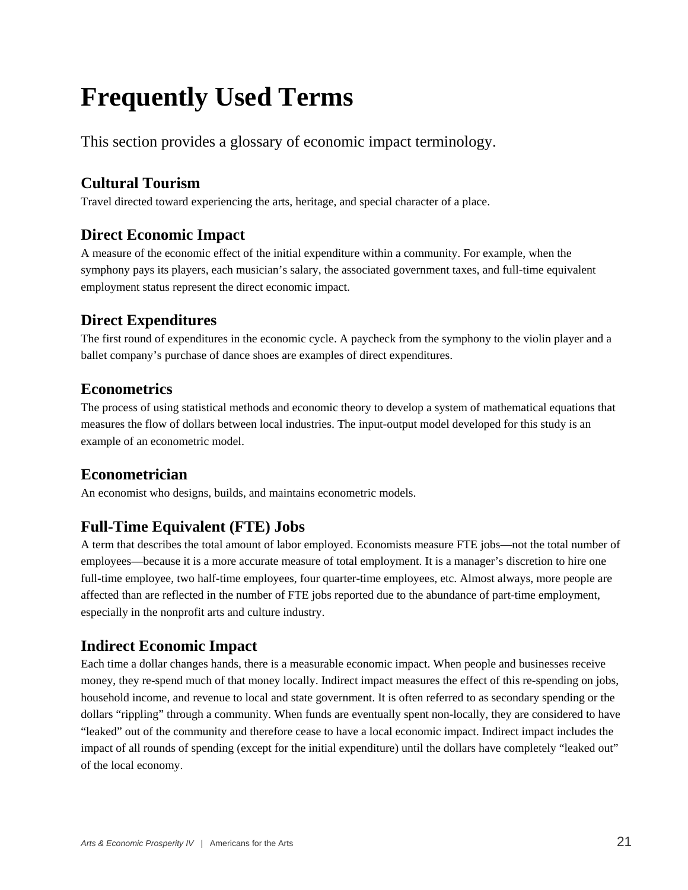# Frequently Used Terms

This section provides a glossary of economic impact terminology.

## Cultural Tourism

Travel directed toward experiencing the arts, heritage, and special character of a place.

## Direct Economic Impact

A measure of the economic effect of the initial expenditure within a community. For example, when the symphony pays its players, each musician's salary, the associated government taxes, and full-time equivalent employment status represent the direct economic impact.

## Direct Expenditures

The first round of expenditures in the economic cycle. A paycheck from the symphony to the violin player and a ballet company's purchase of dance shoes are examples of direct expenditures.

## Econometrics

The process of using statistical methods and economic theory to develop a system of mathematical equations that measures the flow of dollars between local industries. The input-output model developed for this study is an example of an econometric model.

## Econometrician

An economist who designs, builds, and maintains econometric models.

## Full-Time Equivalent (FTE) Jobs

A term that describes the total amount of labor employed. Economists measure FTE jobs—not the total number of employees—because it is a more accurate measure of total employment. It is a manager's discretion to hire one full-time employee, two half-time employees, four quarter-time employees, etc. Almost always, more people are affected than are reflected in the number of FTE jobs reported due to the abundance of part-time employment, especially in the nonprofit arts and culture industry.

## Indirect Economic Impact

Each time a dollar changes hands, there is a measurable economic impact. When people and businesses receive money, they re-spend much of that money locally. Indirect impact measures the effect of this re-spending on jobs, household income, and revenue to local and state government. It is often referred to as secondary spending or the dollars "rippling" through a community. When funds are eventually spent non-locally, they are considered to have "leaked" out of the community and therefore cease to have a local economic impact. Indirect impact includes the impact of all rounds of spending (except for the initial expenditure) until the dollars have completely "leaked out" of the local economy.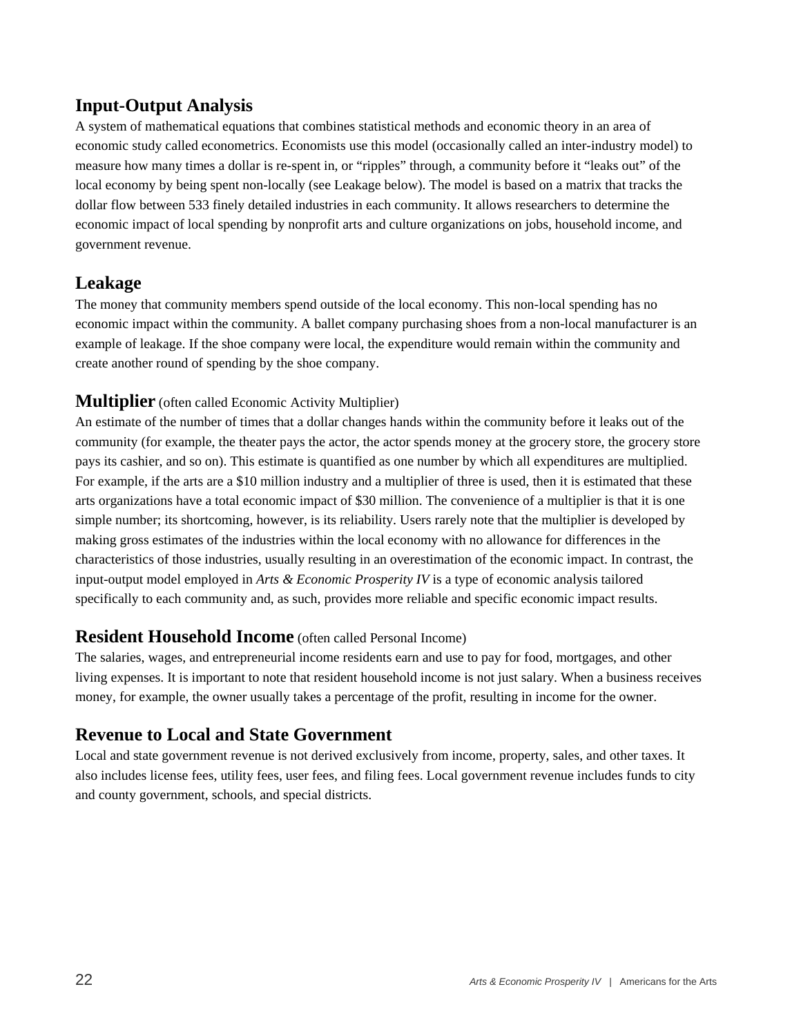## Input-Output Analysis

A system of mathematical equations that combines statistical methods and economic theory in an area of economic study called econometrics. Economists use this model (occasionally called an inter-industry model) to measure how many times a dollar is re-spent in, or "ripples" through, a community before it "leaks out" of the local economy by being spent non-locally (see Leakage below). The model is based on a matrix that tracks the dollar flow between 533 finely detailed industries in each community. It allows researchers to determine the economic impact of local spending by nonprofit arts and culture organizations on jobs, household income, and government revenue.

## Leakage

The money that community members spend outside of the local economy. This non-local spending has no economic impact within the community. A ballet company purchasing shoes from a non-local manufacturer is an example of leakage. If the shoe company were local, the expenditure would remain within the community and create another round of spending by the shoe company.

## Multiplier (often called Economic Activity Multiplier)

An estimate of the number of times that a dollar changes hands within the community before it leaks out of the community (for example, the theater pays the actor, the actor spends money at the grocery store, the grocery store pays its cashier, and so on). This estimate is quantified as one number by which all expenditures are multiplied. For example, if the arts are a $10 million industry and a multiplier of three is used, then it is estimated that these arts organizations have a total economic impact of $30 million. The convenience of a multiplier is that it is one simple number; its shortcoming, however, is its reliability. Users rarely note that the multiplier is developed by making gross estimates of the industries within the local economy with no allowance for differences in the characteristics of those industries, usually resulting in an overestimation of the economic impact. In contrast, the input-output model employed in *Arts & Economic Prosperity IV* is a type of economic analysis tailored specifically to each community and, as such, provides more reliable and specific economic impact results.

## Resident Household Income (often called Personal Income)

The salaries, wages, and entrepreneurial income residents earn and use to pay for food, mortgages, and other living expenses. It is important to note that resident household income is not just salary. When a business receives money, for example, the owner usually takes a percentage of the profit, resulting in income for the owner.

## Revenue to Local and State Government

Local and state government revenue is not derived exclusively from income, property, sales, and other taxes. It also includes license fees, utility fees, user fees, and filing fees. Local government revenue includes funds to city and county government, schools, and special districts.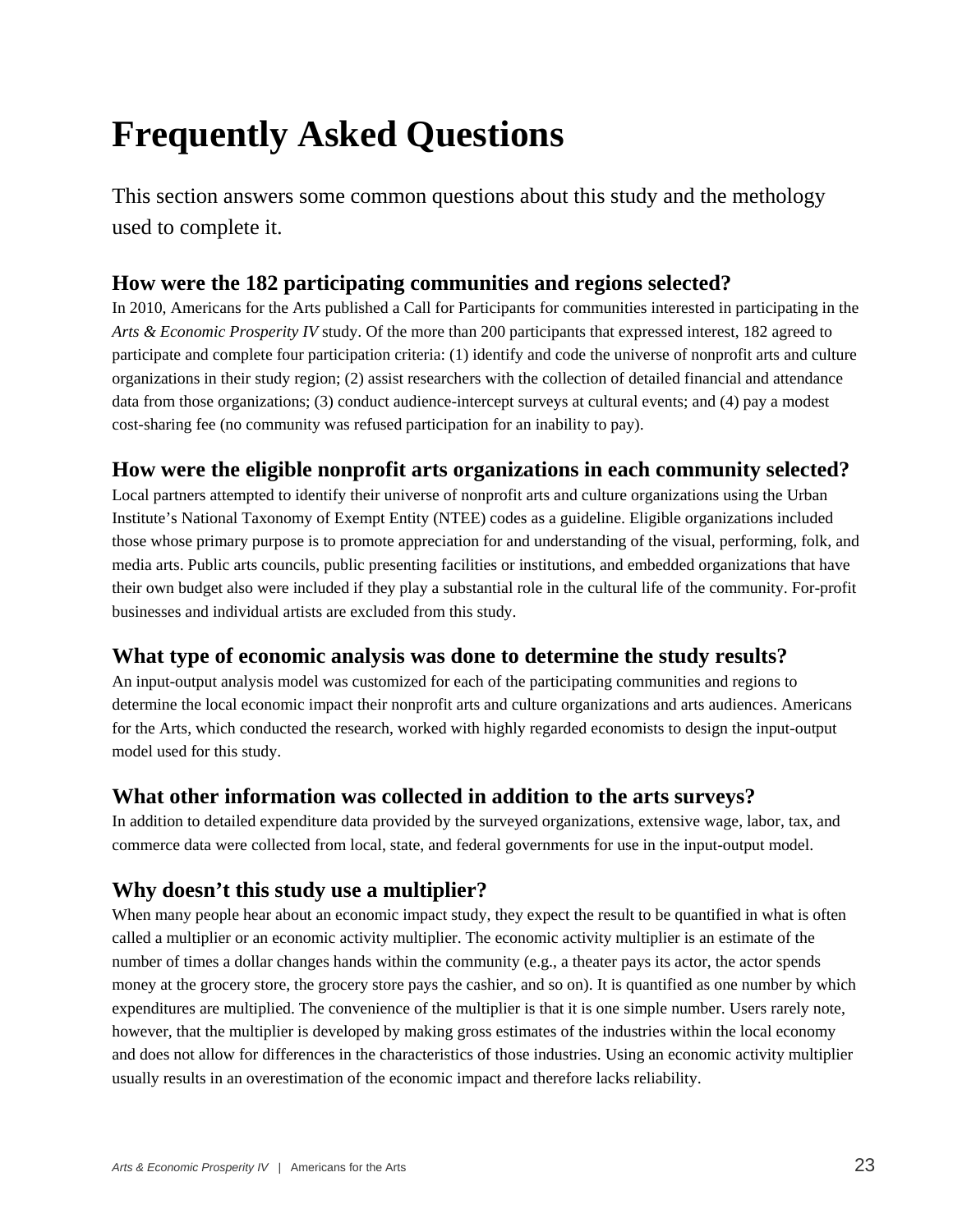# Frequently Asked Questions

This section answers some common questions about this study and the methology used to complete it.

### How were the 182 participating communities and regions selected?

In 2010, Americans for the Arts published a Call for Participants for communities interested in participating in the *Arts & Economic Prosperity IV* study. Of the more than 200 participants that expressed interest, 182 agreed to participate and complete four participation criteria: (1) identify and code the universe of nonprofit arts and culture organizations in their study region; (2) assist researchers with the collection of detailed financial and attendance data from those organizations; (3) conduct audience-intercept surveys at cultural events; and (4) pay a modest cost-sharing fee (no community was refused participation for an inability to pay).

### How were the eligible nonprofit arts organizations in each community selected?

Local partners attempted to identify their universe of nonprofit arts and culture organizations using the Urban Institute's National Taxonomy of Exempt Entity (NTEE) codes as a guideline. Eligible organizations included those whose primary purpose is to promote appreciation for and understanding of the visual, performing, folk, and media arts. Public arts councils, public presenting facilities or institutions, and embedded organizations that have their own budget also were included if they play a substantial role in the cultural life of the community. For-profit businesses and individual artists are excluded from this study.

### What type of economic analysis was done to determine the study results?

An input-output analysis model was customized for each of the participating communities and regions to determine the local economic impact their nonprofit arts and culture organizations and arts audiences. Americans for the Arts, which conducted the research, worked with highly regarded economists to design the input-output model used for this study.

### What other information was collected in addition to the arts surveys?

In addition to detailed expenditure data provided by the surveyed organizations, extensive wage, labor, tax, and commerce data were collected from local, state, and federal governments for use in the input-output model.

### Why doesn't this study use a multiplier?

When many people hear about an economic impact study, they expect the result to be quantified in what is often called a multiplier or an economic activity multiplier. The economic activity multiplier is an estimate of the number of times a dollar changes hands within the community (e.g., a theater pays its actor, the actor spends money at the grocery store, the grocery store pays the cashier, and so on). It is quantified as one number by which expenditures are multiplied. The convenience of the multiplier is that it is one simple number. Users rarely note, however, that the multiplier is developed by making gross estimates of the industries within the local economy and does not allow for differences in the characteristics of those industries. Using an economic activity multiplier usually results in an overestimation of the economic impact and therefore lacks reliability.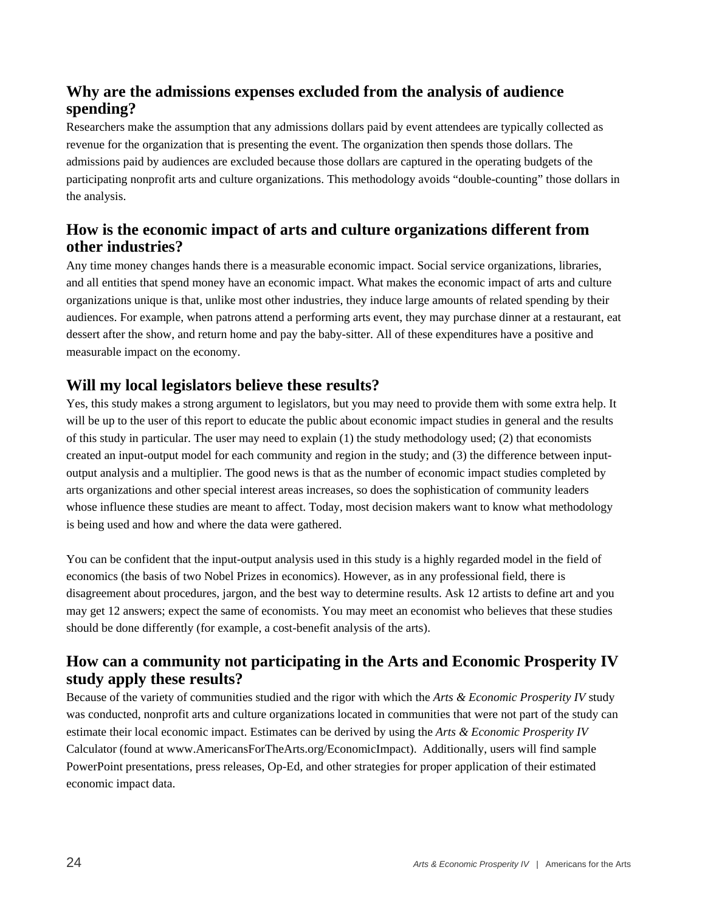## Why are the admissions expenses excluded from the analysis of audience spending?

Researchers make the assumption that any admissions dollars paid by event attendees are typically collected as revenue for the organization that is presenting the event. The organization then spends those dollars. The admissions paid by audiences are excluded because those dollars are captured in the operating budgets of the participating nonprofit arts and culture organizations. This methodology avoids "double-counting" those dollars in the analysis.

## How is the economic impact of arts and culture organizations different from other industries?

Any time money changes hands there is a measurable economic impact. Social service organizations, libraries, and all entities that spend money have an economic impact. What makes the economic impact of arts and culture organizations unique is that, unlike most other industries, they induce large amounts of related spending by their audiences. For example, when patrons attend a performing arts event, they may purchase dinner at a restaurant, eat dessert after the show, and return home and pay the baby-sitter. All of these expenditures have a positive and measurable impact on the economy.

## Will my local legislators believe these results?

Yes, this study makes a strong argument to legislators, but you may need to provide them with some extra help. It will be up to the user of this report to educate the public about economic impact studies in general and the results of this study in particular. The user may need to explain (1) the study methodology used; (2) that economists created an input-output model for each community and region in the study; and (3) the difference between input-output analysis and a multiplier. The good news is that as the number of economic impact studies completed by arts organizations and other special interest areas increases, so does the sophistication of community leaders whose influence these studies are meant to affect. Today, most decision makers want to know what methodology is being used and how and where the data were gathered.

You can be confident that the input-output analysis used in this study is a highly regarded model in the field of economics (the basis of two Nobel Prizes in economics). However, as in any professional field, there is disagreement about procedures, jargon, and the best way to determine results. Ask 12 artists to define art and you may get 12 answers; expect the same of economists. You may meet an economist who believes that these studies should be done differently (for example, a cost-benefit analysis of the arts).

## How can a community not participating in the Arts and Economic Prosperity IV study apply these results?

Because of the variety of communities studied and the rigor with which the *Arts & Economic Prosperity IV* study was conducted, nonprofit arts and culture organizations located in communities that were not part of the study can estimate their local economic impact. Estimates can be derived by using the *Arts & Economic Prosperity IV* Calculator (found at www.AmericansForTheArts.org/EconomicImpact). Additionally, users will find sample PowerPoint presentations, press releases, Op-Ed, and other strategies for proper application of their estimated economic impact data.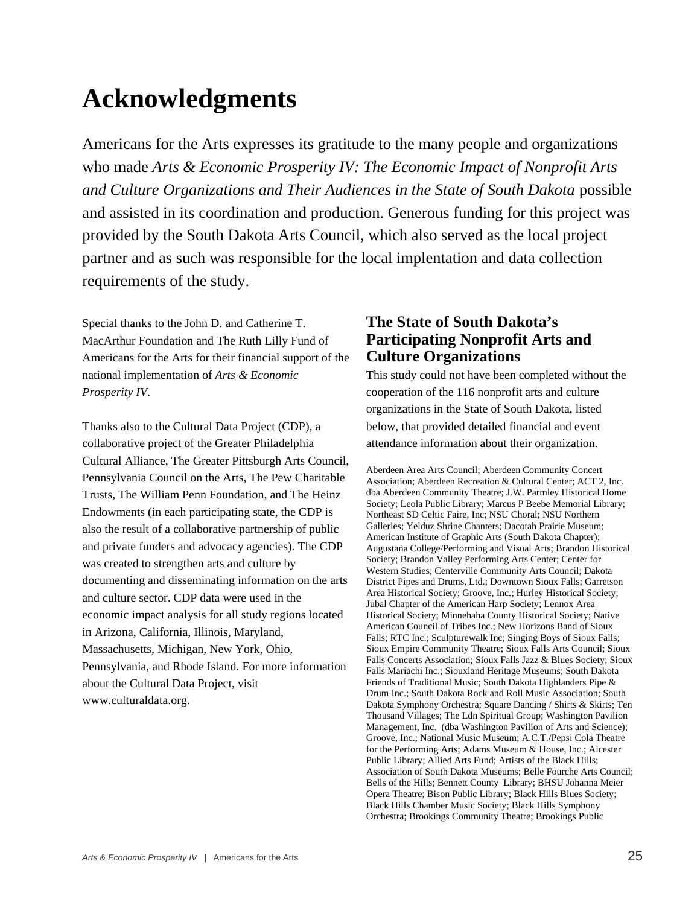# Acknowledgments

Americans for the Arts expresses its gratitude to the many people and organizations who made *Arts & Economic Prosperity IV: The Economic Impact of Nonprofit Arts and Culture Organizations and Their Audiences in the State of South Dakota* possible and assisted in its coordination and production. Generous funding for this project was provided by the South Dakota Arts Council, which also served as the local project partner and as such was responsible for the local implentation and data collection requirements of the study.

Special thanks to the John D. and Catherine T. MacArthur Foundation and The Ruth Lilly Fund of Americans for the Arts for their financial support of the national implementation of *Arts & Economic Prosperity IV*.

Thanks also to the Cultural Data Project (CDP), a collaborative project of the Greater Philadelphia Cultural Alliance, The Greater Pittsburgh Arts Council, Pennsylvania Council on the Arts, The Pew Charitable Trusts, The William Penn Foundation, and The Heinz Endowments (in each participating state, the CDP is also the result of a collaborative partnership of public and private funders and advocacy agencies). The CDP was created to strengthen arts and culture by documenting and disseminating information on the arts and culture sector. CDP data were used in the economic impact analysis for all study regions located in Arizona, California, Illinois, Maryland, Massachusetts, Michigan, New York, Ohio, Pennsylvania, and Rhode Island. For more information about the Cultural Data Project, visit www.culturaldata.org.

## The State of South Dakota's Participating Nonprofit Arts and Culture Organizations

This study could not have been completed without the cooperation of the 116 nonprofit arts and culture organizations in the State of South Dakota, listed below, that provided detailed financial and event attendance information about their organization.

Aberdeen Area Arts Council; Aberdeen Community Concert Association; Aberdeen Recreation & Cultural Center; ACT 2, Inc. dba Aberdeen Community Theatre; J.W. Parmley Historical Home Society; Leola Public Library; Marcus P Beebe Memorial Library; Northeast SD Celtic Faire, Inc; NSU Choral; NSU Northern Galleries; Yelduz Shrine Chanters; Dacotah Prairie Museum; American Institute of Graphic Arts (South Dakota Chapter); Augustana College/Performing and Visual Arts; Brandon Historical Society; Brandon Valley Performing Arts Center; Center for Western Studies; Centerville Community Arts Council; Dakota District Pipes and Drums, Ltd.; Downtown Sioux Falls; Garretson Area Historical Society; Groove, Inc.; Hurley Historical Society; Jubal Chapter of the American Harp Society; Lennox Area Historical Society; Minnehaha County Historical Society; Native American Council of Tribes Inc.; New Horizons Band of Sioux Falls; RTC Inc.; Sculpturewalk Inc; Singing Boys of Sioux Falls; Sioux Empire Community Theatre; Sioux Falls Arts Council; Sioux Falls Concerts Association; Sioux Falls Jazz & Blues Society; Sioux Falls Mariachi Inc.; Siouxland Heritage Museums; South Dakota Friends of Traditional Music; South Dakota Highlanders Pipe & Drum Inc.; South Dakota Rock and Roll Music Association; South Dakota Symphony Orchestra; Square Dancing / Shirts & Skirts; Ten Thousand Villages; The Ldn Spiritual Group; Washington Pavilion Management, Inc. (dba Washington Pavilion of Arts and Science); Groove, Inc.; National Music Museum; A.C.T./Pepsi Cola Theatre for the Performing Arts; Adams Museum & House, Inc.; Alcester Public Library; Allied Arts Fund; Artists of the Black Hills; Association of South Dakota Museums; Belle Fourche Arts Council; Bells of the Hills; Bennett County Library; BHSU Johanna Meier Opera Theatre; Bison Public Library; Black Hills Blues Society; Black Hills Chamber Music Society; Black Hills Symphony Orchestra; Brookings Community Theatre; Brookings Public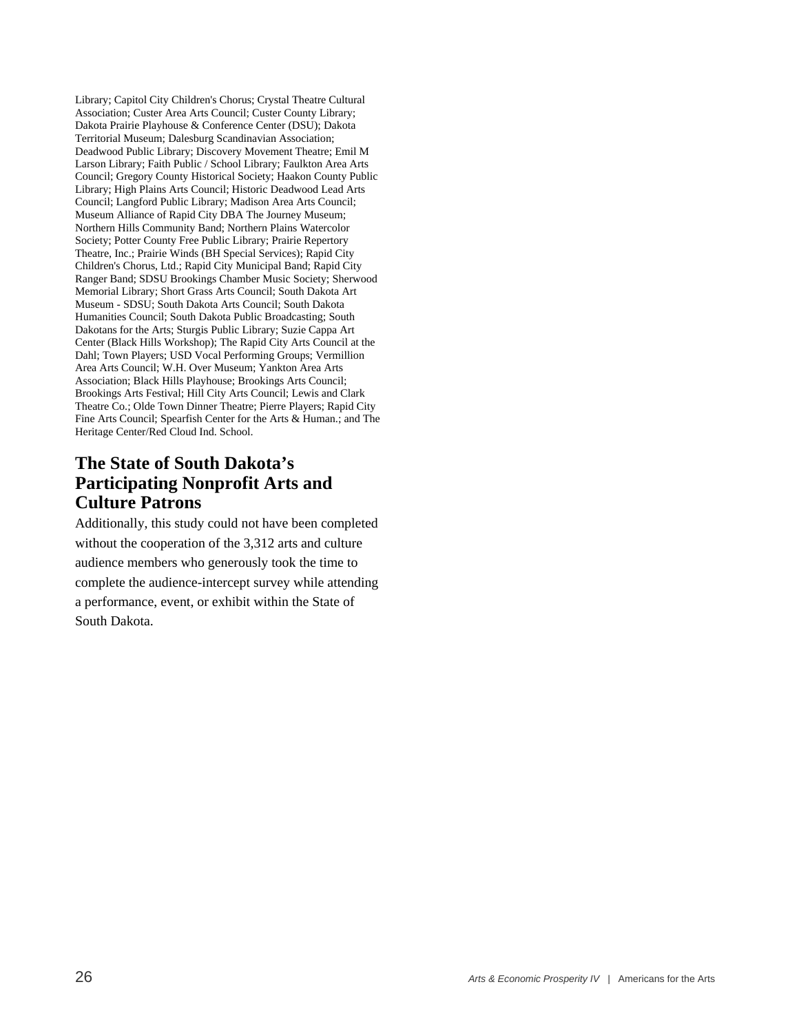Library; Capitol City Children's Chorus; Crystal Theatre Cultural Association; Custer Area Arts Council; Custer County Library; Dakota Prairie Playhouse & Conference Center (DSU); Dakota Territorial Museum; Dalesburg Scandinavian Association; Deadwood Public Library; Discovery Movement Theatre; Emil M Larson Library; Faith Public / School Library; Faulkton Area Arts Council; Gregory County Historical Society; Haakon County Public Library; High Plains Arts Council; Historic Deadwood Lead Arts Council; Langford Public Library; Madison Area Arts Council; Museum Alliance of Rapid City DBA The Journey Museum; Northern Hills Community Band; Northern Plains Watercolor Society; Potter County Free Public Library; Prairie Repertory Theatre, Inc.; Prairie Winds (BH Special Services); Rapid City Children's Chorus, Ltd.; Rapid City Municipal Band; Rapid City Ranger Band; SDSU Brookings Chamber Music Society; Sherwood Memorial Library; Short Grass Arts Council; South Dakota Art Museum - SDSU; South Dakota Arts Council; South Dakota Humanities Council; South Dakota Public Broadcasting; South Dakotans for the Arts; Sturgis Public Library; Suzie Cappa Art Center (Black Hills Workshop); The Rapid City Arts Council at the Dahl; Town Players; USD Vocal Performing Groups; Vermillion Area Arts Council; W.H. Over Museum; Yankton Area Arts Association; Black Hills Playhouse; Brookings Arts Council; Brookings Arts Festival; Hill City Arts Council; Lewis and Clark Theatre Co.; Olde Town Dinner Theatre; Pierre Players; Rapid City Fine Arts Council; Spearfish Center for the Arts & Human.; and The Heritage Center/Red Cloud Ind. School.

## The State of South Dakota's Participating Nonprofit Arts and Culture Patrons

Additionally, this study could not have been completed without the cooperation of the 3,312 arts and culture audience members who generously took the time to complete the audience-intercept survey while attending a performance, event, or exhibit within the State of South Dakota.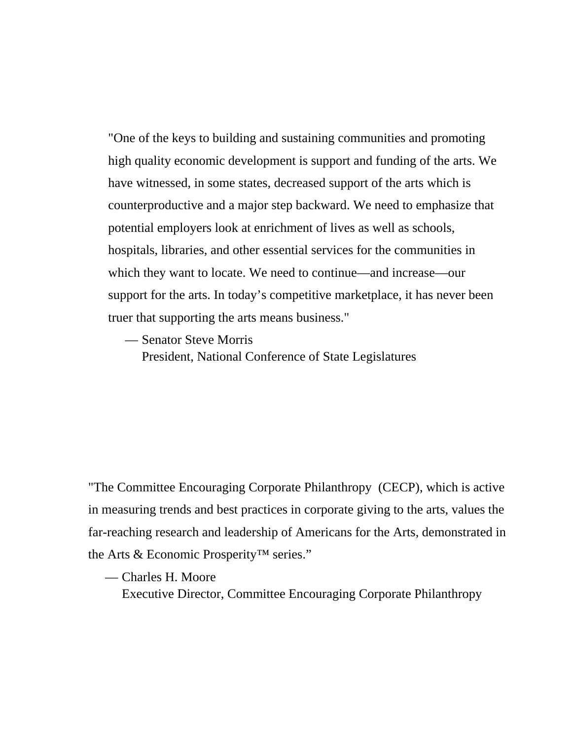"One of the keys to building and sustaining communities and promoting high quality economic development is support and funding of the arts. We have witnessed, in some states, decreased support of the arts which is counterproductive and a major step backward. We need to emphasize that potential employers look at enrichment of lives as well as schools, hospitals, libraries, and other essential services for the communities in which they want to locate. We need to continue—and increase—our support for the arts. In today's competitive marketplace, it has never been truer that supporting the arts means business."

— Senator Steve Morris  
President, National Conference of State Legislatures

"The Committee Encouraging Corporate Philanthropy (CECP), which is active in measuring trends and best practices in corporate giving to the arts, values the far-reaching research and leadership of Americans for the Arts, demonstrated in the Arts & Economic Prosperity™ series."

— Charles H. Moore  
Executive Director, Committee Encouraging Corporate Philanthropy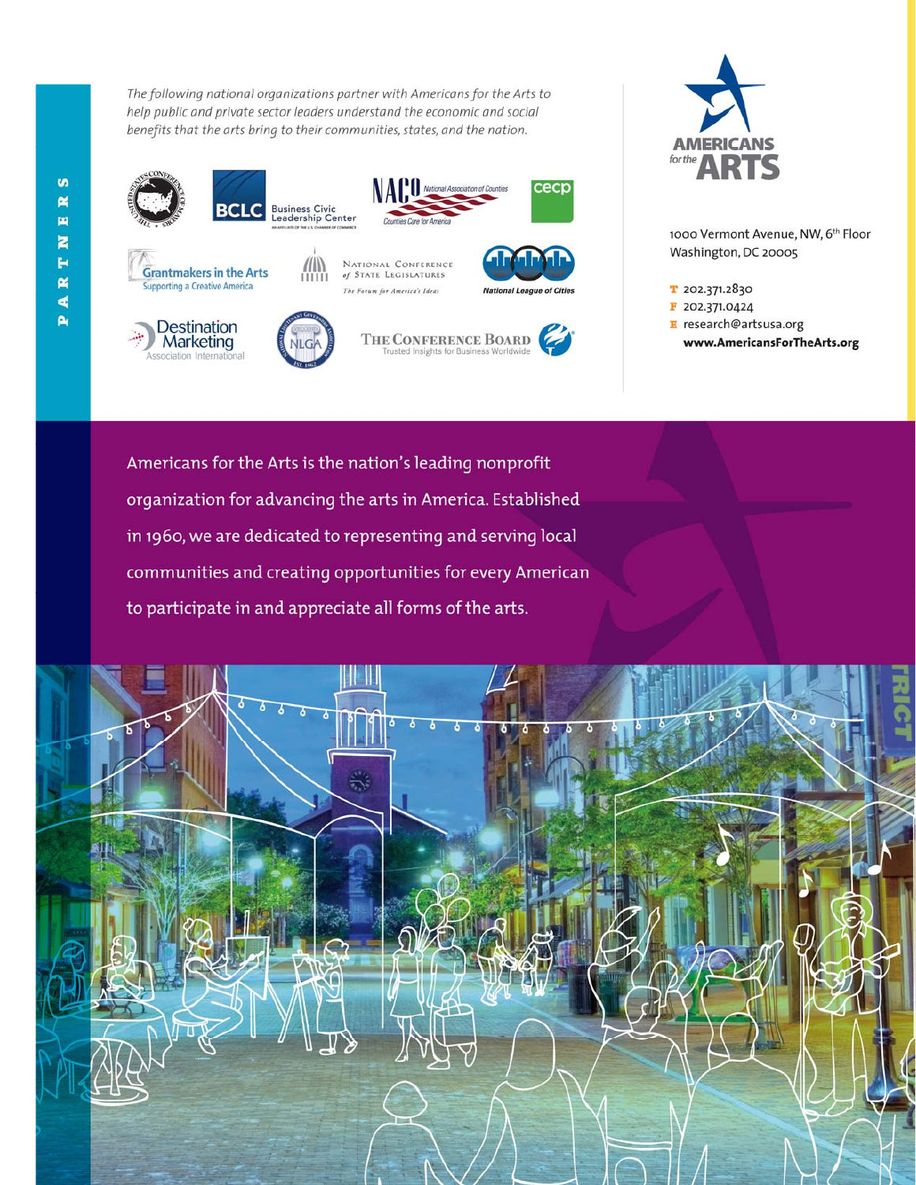PARTNERS

*The following national organizations partner with Americans for the Arts to help public and private sector leaders understand the economic and social benefits that the arts bring to their communities, states, and the nation.*

The United States Conference of Mayors

BCLC Business Civic Leadership Center — An Affiliate of the U.S. Chamber of Commerce

NACo National Association of Counties — Counties Care for America

cecp

Grantmakers in the Arts — Supporting a Creative America

National Conference of State Legislatures — The Forum for America's Ideas

National League of Cities

Destination Marketing Association International

NLGA — National Lieutenant Governors Association — Est. 1962

The Conference Board — Trusted Insights for Business Worldwide

AMERICANS for the ARTS

1000 Vermont Avenue, NW, 6th Floor
Washington, DC 20005

T 202.371.2830
F 202.371.0424
E research@artsusa.org
**www.AmericansForTheArts.org**

Americans for the Arts is the nation's leading nonprofit organization for advancing the arts in America. Established in 1960, we are dedicated to representing and serving local communities and creating opportunities for every American to participate in and appreciate all forms of the arts.